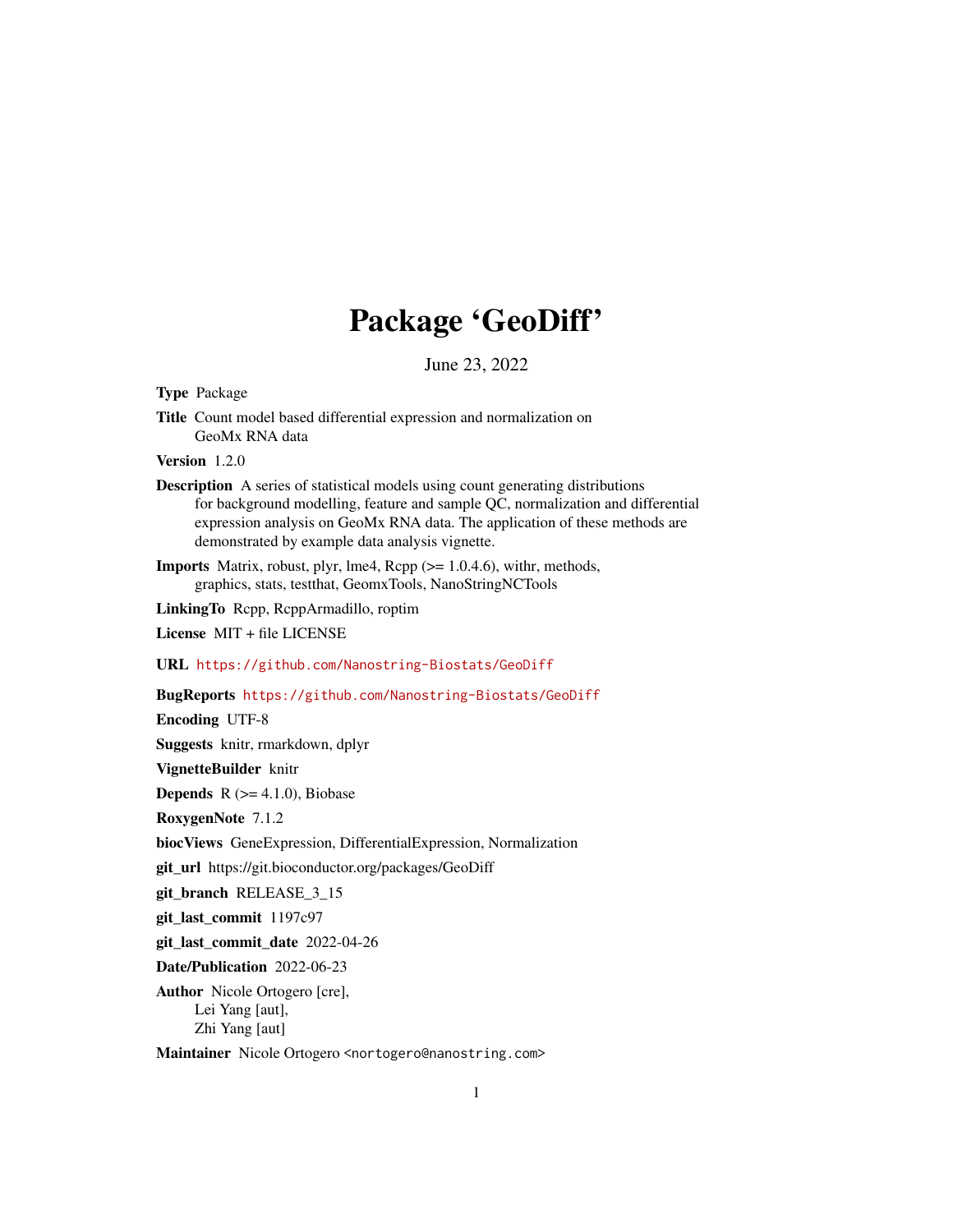# Package 'GeoDiff'

June 23, 2022

**Type** Package

**Title** Count model based differential expression and normalization on GeoMx RNA data

**Version** 1.2.0

**Description** A series of statistical models using count generating distributions for background modelling, feature and sample QC, normalization and differential expression analysis on GeoMx RNA data. The application of these methods are demonstrated by example data analysis vignette.

**Imports** Matrix, robust, plyr, lme4, Rcpp (>= 1.0.4.6), withr, methods, graphics, stats, testthat, GeomxTools, NanoStringNCTools

**LinkingTo** Rcpp, RcppArmadillo, roptim

**License** MIT + file LICENSE

**URL** https://github.com/Nanostring-Biostats/GeoDiff

**BugReports** https://github.com/Nanostring-Biostats/GeoDiff

**Encoding** UTF-8

**Suggests** knitr, rmarkdown, dplyr

**VignetteBuilder** knitr

**Depends** R (>= 4.1.0), Biobase

**RoxygenNote** 7.1.2

**biocViews** GeneExpression, DifferentialExpression, Normalization

**git_url** https://git.bioconductor.org/packages/GeoDiff

**git_branch** RELEASE_3_15

**git_last_commit** 1197c97

**git_last_commit_date** 2022-04-26

**Date/Publication** 2022-06-23

**Author** Nicole Ortogero [cre], Lei Yang [aut], Zhi Yang [aut]

**Maintainer** Nicole Ortogero <nortogero@nanostring.com>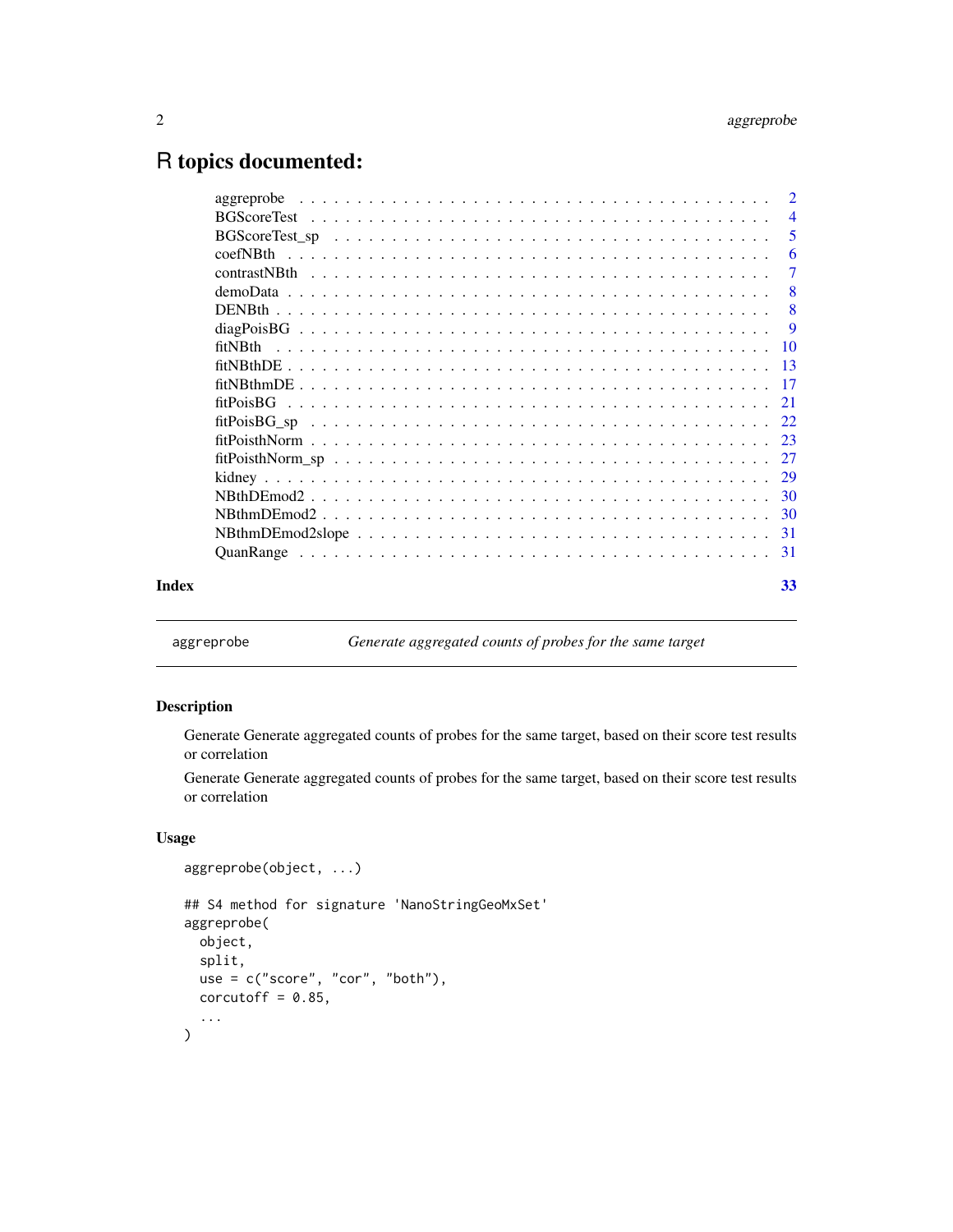# R topics documented:

| | |
|---|---|
| aggreprobe | 2 |
| BGScoreTest | 4 |
| BGScoreTest_sp | 5 |
| coefNBth | 6 |
| contrastNBth | 7 |
| demoData | 8 |
| DENBth | 8 |
| diagPoisBG | 9 |
| fitNBth | 10 |
| fitNBthDE | 13 |
| fitNBthmDE | 17 |
| fitPoisBG | 21 |
| fitPoisBG_sp | 22 |
| fitPoisthNorm | 23 |
| fitPoisthNorm_sp | 27 |
| kidney | 29 |
| NBthDEmod2 | 30 |
| NBthmDEmod2 | 30 |
| NBthmDEmod2slope | 31 |
| QuanRange | 31 |

**Index** **33**

---

aggreprobe — *Generate aggregated counts of probes for the same target*

---

## Description

Generate Generate aggregated counts of probes for the same target, based on their score test results or correlation

Generate Generate aggregated counts of probes for the same target, based on their score test results or correlation

## Usage

```
aggreprobe(object, ...)

## S4 method for signature 'NanoStringGeoMxSet'
aggreprobe(
  object,
  split,
  use = c("score", "cor", "both"),
  corcutoff = 0.85,
  ...
)
```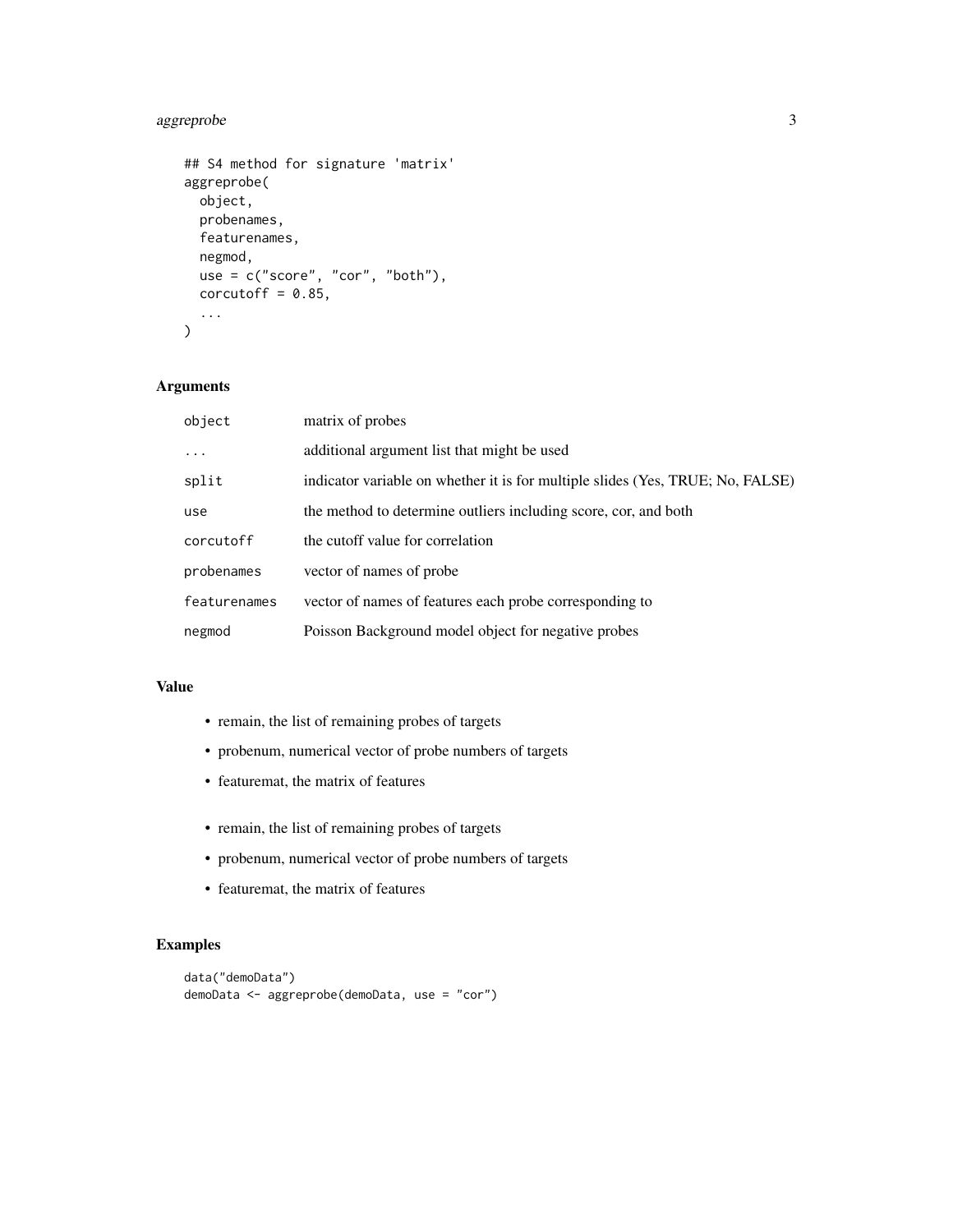```
## S4 method for signature 'matrix'
aggreprobe(
  object,
  probenames,
  featurenames,
  negmod,
  use = c("score", "cor", "both"),
  corcutoff = 0.85,
  ...
)
```

### Arguments

| | |
|---|---|
| object | matrix of probes |
| ... | additional argument list that might be used |
| split | indicator variable on whether it is for multiple slides (Yes, TRUE; No, FALSE) |
| use | the method to determine outliers including score, cor, and both |
| corcutoff | the cutoff value for correlation |
| probenames | vector of names of probe |
| featurenames | vector of names of features each probe corresponding to |
| negmod | Poisson Background model object for negative probes |

### Value

- remain, the list of remaining probes of targets
- probenum, numerical vector of probe numbers of targets
- featuremat, the matrix of features

- remain, the list of remaining probes of targets
- probenum, numerical vector of probe numbers of targets
- featuremat, the matrix of features

### Examples

```
data("demoData")
demoData <- aggreprobe(demoData, use = "cor")
```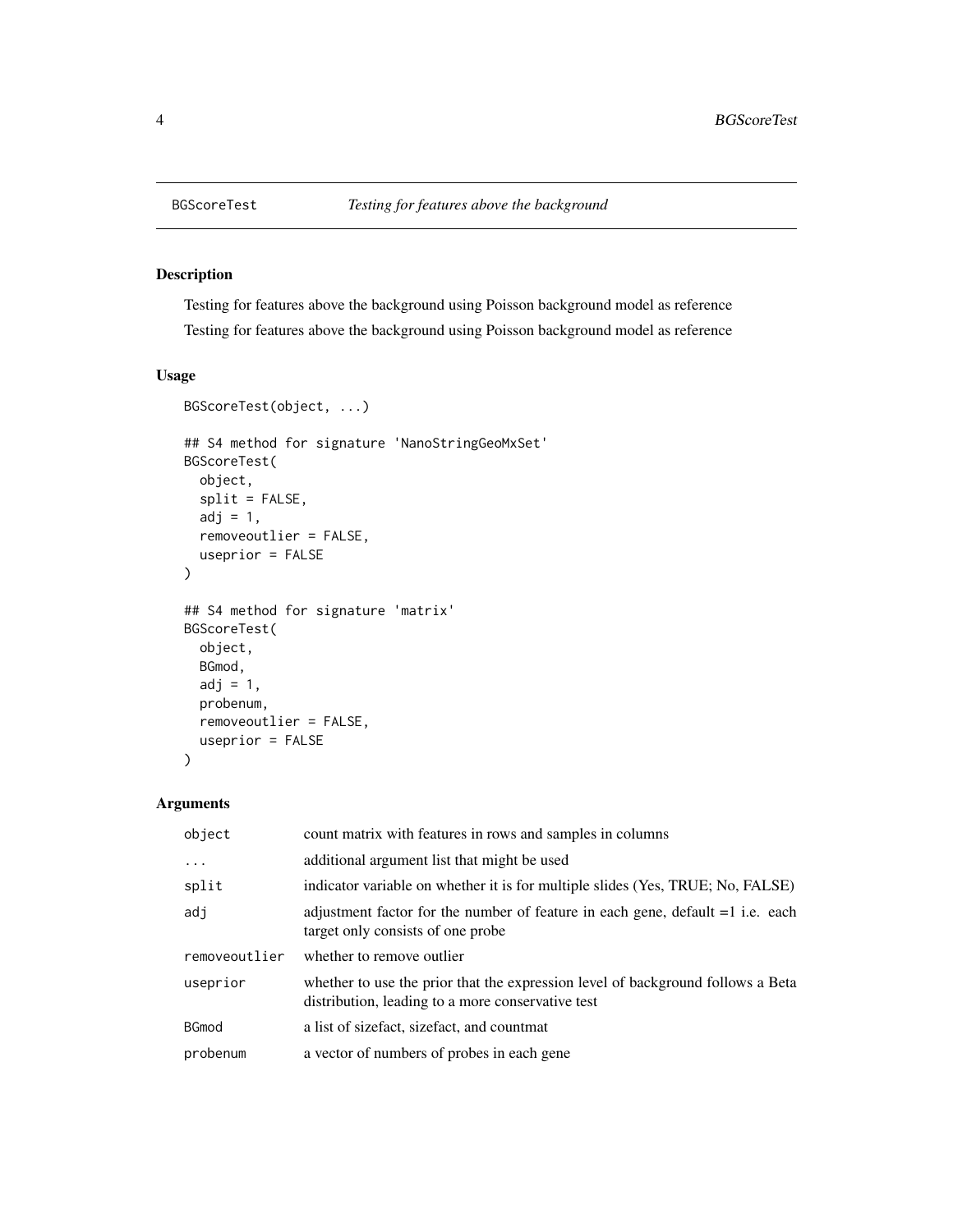# BGScoreTest — *Testing for features above the background*

## Description

Testing for features above the background using Poisson background model as reference

Testing for features above the background using Poisson background model as reference

## Usage

```
BGScoreTest(object, ...)

## S4 method for signature 'NanoStringGeoMxSet'
BGScoreTest(
  object,
  split = FALSE,
  adj = 1,
  removeoutlier = FALSE,
  useprior = FALSE
)

## S4 method for signature 'matrix'
BGScoreTest(
  object,
  BGmod,
  adj = 1,
  probenum,
  removeoutlier = FALSE,
  useprior = FALSE
)
```

## Arguments

| | |
|---|---|
| `object` | count matrix with features in rows and samples in columns |
| `...` | additional argument list that might be used |
| `split` | indicator variable on whether it is for multiple slides (Yes, TRUE; No, FALSE) |
| `adj` | adjustment factor for the number of feature in each gene, default =1 i.e. each target only consists of one probe |
| `removeoutlier` | whether to remove outlier |
| `useprior` | whether to use the prior that the expression level of background follows a Beta distribution, leading to a more conservative test |
| `BGmod` | a list of sizefact, sizefact, and countmat |
| `probenum` | a vector of numbers of probes in each gene |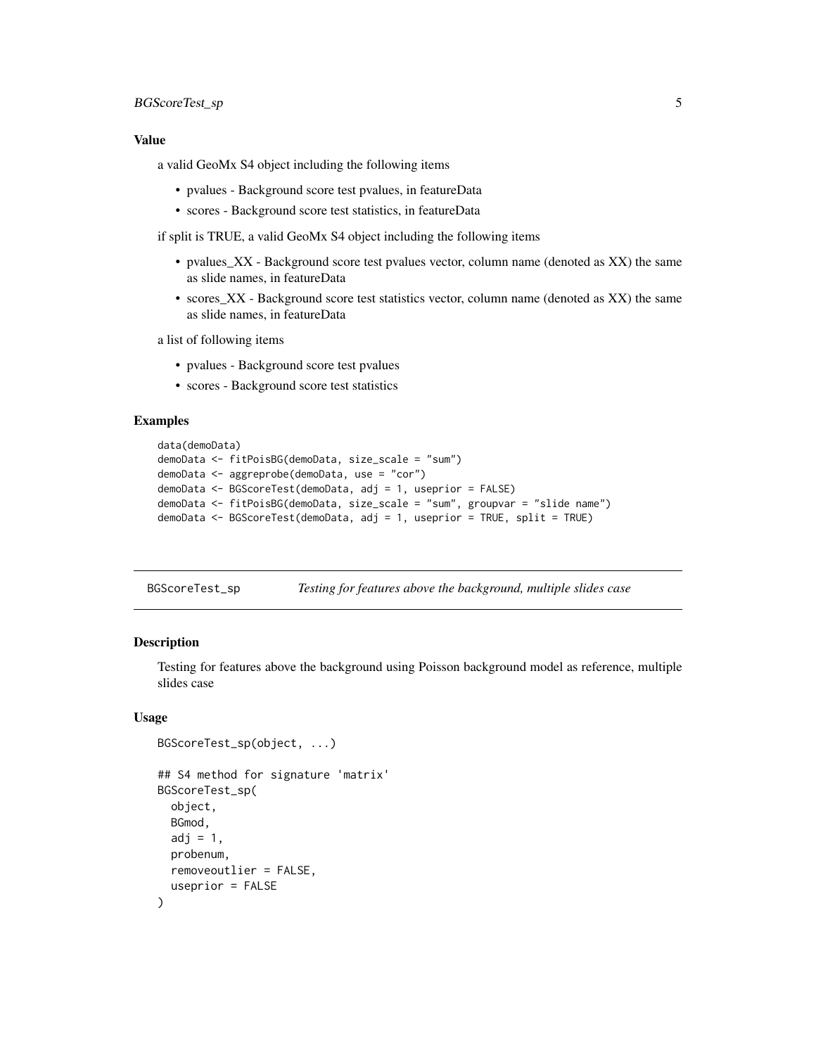### Value

a valid GeoMx S4 object including the following items

- pvalues - Background score test pvalues, in featureData
- scores - Background score test statistics, in featureData

if split is TRUE, a valid GeoMx S4 object including the following items

- pvalues_XX - Background score test pvalues vector, column name (denoted as XX) the same as slide names, in featureData
- scores_XX - Background score test statistics vector, column name (denoted as XX) the same as slide names, in featureData

a list of following items

- pvalues - Background score test pvalues
- scores - Background score test statistics

### Examples

```
data(demoData)
demoData <- fitPoisBG(demoData, size_scale = "sum")
demoData <- aggreprobe(demoData, use = "cor")
demoData <- BGScoreTest(demoData, adj = 1, useprior = FALSE)
demoData <- fitPoisBG(demoData, size_scale = "sum", groupvar = "slide name")
demoData <- BGScoreTest(demoData, adj = 1, useprior = TRUE, split = TRUE)
```

---

## BGScoreTest_sp    *Testing for features above the background, multiple slides case*

### Description

Testing for features above the background using Poisson background model as reference, multiple slides case

### Usage

```
BGScoreTest_sp(object, ...)

## S4 method for signature 'matrix'
BGScoreTest_sp(
  object,
  BGmod,
  adj = 1,
  probenum,
  removeoutlier = FALSE,
  useprior = FALSE
)
```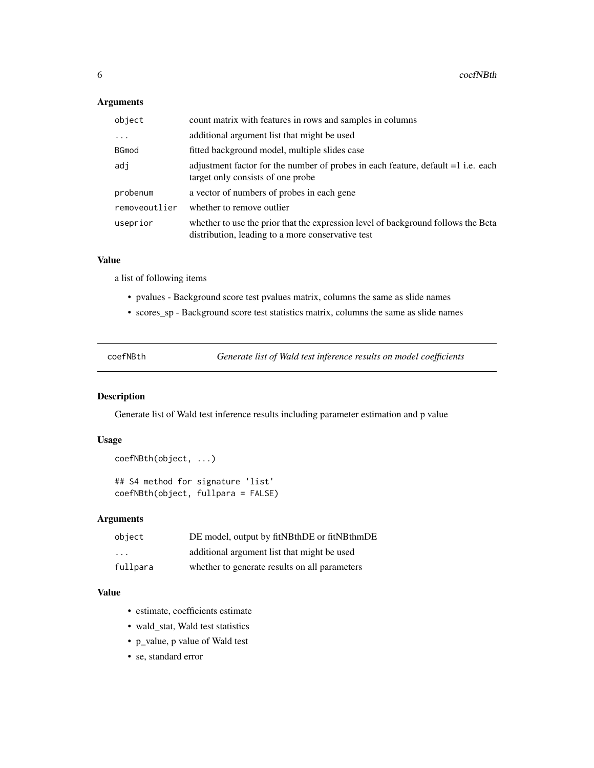### Arguments

| | |
|---|---|
| object | count matrix with features in rows and samples in columns |
| ... | additional argument list that might be used |
| BGmod | fitted background model, multiple slides case |
| adj | adjustment factor for the number of probes in each feature, default =1 i.e. each target only consists of one probe |
| probenum | a vector of numbers of probes in each gene |
| removeoutlier | whether to remove outlier |
| useprior | whether to use the prior that the expression level of background follows the Beta distribution, leading to a more conservative test |

### Value

a list of following items

- pvalues - Background score test pvalues matrix, columns the same as slide names
- scores_sp - Background score test statistics matrix, columns the same as slide names

---

## coefNBth — *Generate list of Wald test inference results on model coefficients*

### Description

Generate list of Wald test inference results including parameter estimation and p value

### Usage

```
coefNBth(object, ...)

## S4 method for signature 'list'
coefNBth(object, fullpara = FALSE)
```

### Arguments

| | |
|---|---|
| object | DE model, output by fitNBthDE or fitNBthmDE |
| ... | additional argument list that might be used |
| fullpara | whether to generate results on all parameters |

### Value

- estimate, coefficients estimate
- wald_stat, Wald test statistics
- p_value, p value of Wald test
- se, standard error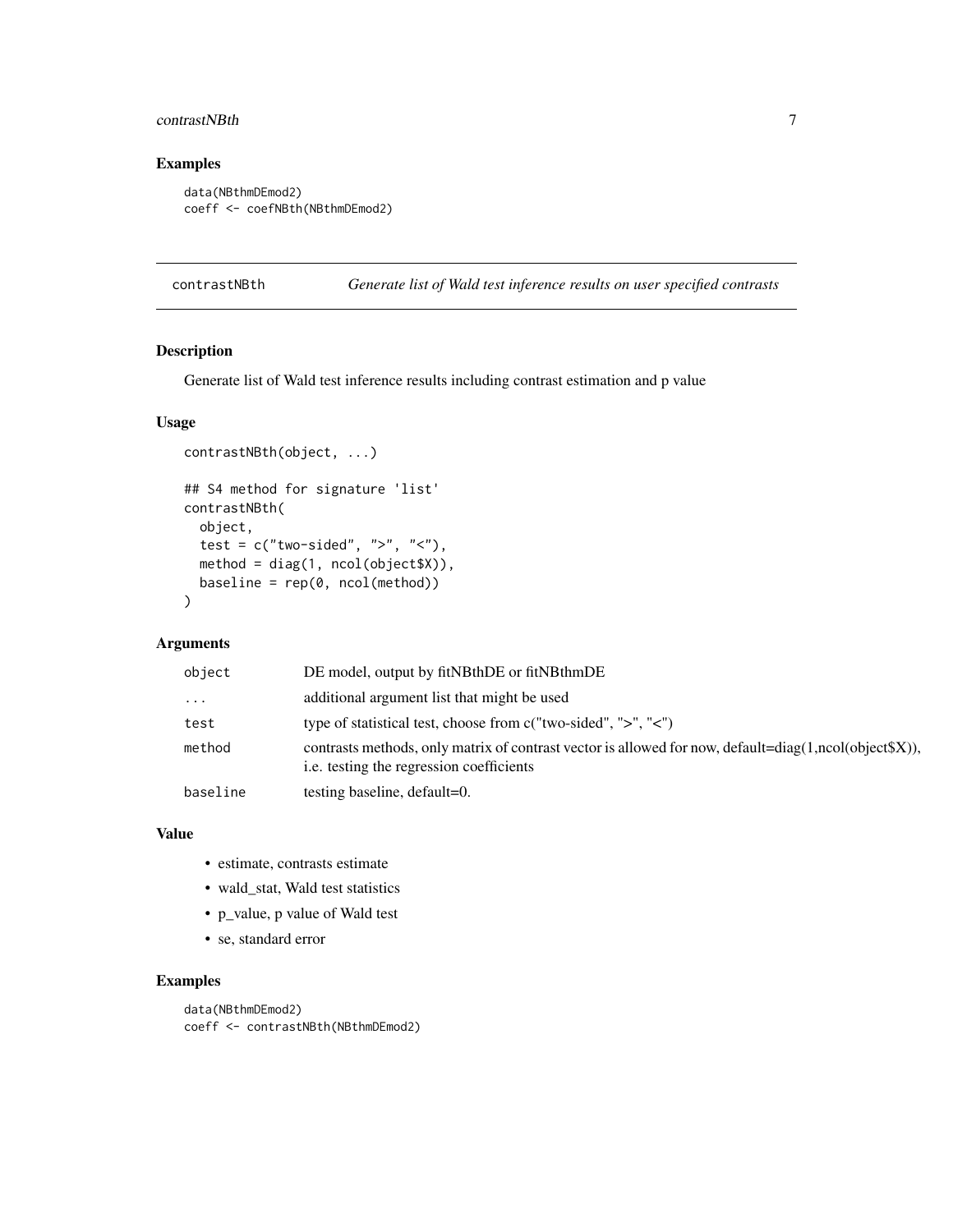## Examples

```
data(NBthmDEmod2)
coeff <- coefNBth(NBthmDEmod2)
```

---

# contrastNBth — *Generate list of Wald test inference results on user specified contrasts*

---

## Description

Generate list of Wald test inference results including contrast estimation and p value

## Usage

```
contrastNBth(object, ...)

## S4 method for signature 'list'
contrastNBth(
  object,
  test = c("two-sided", ">", "<"),
  method = diag(1, ncol(object$X)),
  baseline = rep(0, ncol(method))
)
```

## Arguments

| | |
|---|---|
| `object` | DE model, output by fitNBthDE or fitNBthmDE |
| `...` | additional argument list that might be used |
| `test` | type of statistical test, choose from c("two-sided", ">", "<") |
| `method` | contrasts methods, only matrix of contrast vector is allowed for now, default=diag(1,ncol(object$X)), i.e. testing the regression coefficients |
| `baseline` | testing baseline, default=0. |

## Value

- estimate, contrasts estimate
- wald_stat, Wald test statistics
- p_value, p value of Wald test
- se, standard error

## Examples

```
data(NBthmDEmod2)
coeff <- contrastNBth(NBthmDEmod2)
```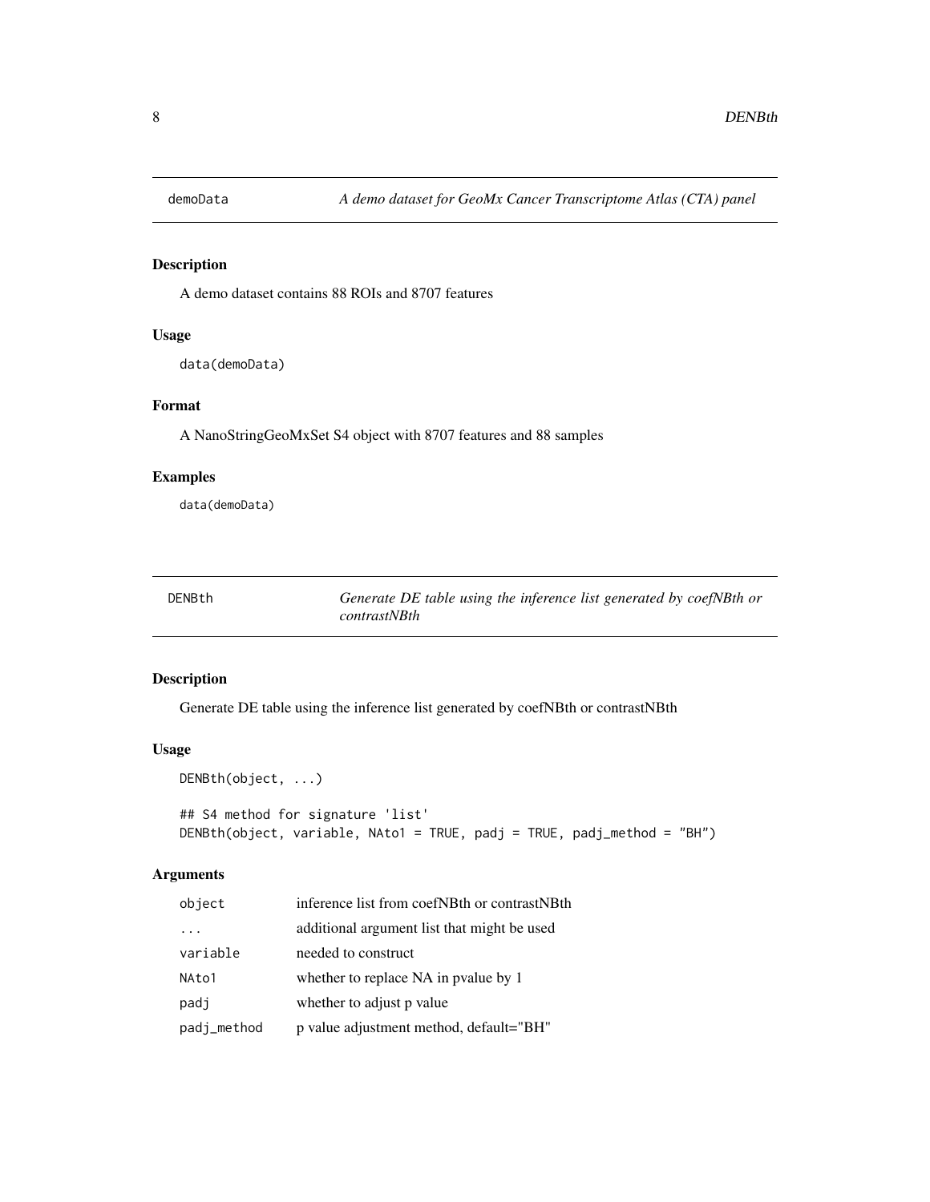## demoData — *A demo dataset for GeoMx Cancer Transcriptome Atlas (CTA) panel*

### Description

A demo dataset contains 88 ROIs and 8707 features

### Usage

```
data(demoData)
```

### Format

A NanoStringGeoMxSet S4 object with 8707 features and 88 samples

### Examples

```
data(demoData)
```

## DENBth — *Generate DE table using the inference list generated by coefNBth or contrastNBth*

### Description

Generate DE table using the inference list generated by coefNBth or contrastNBth

### Usage

```
DENBth(object, ...)

## S4 method for signature 'list'
DENBth(object, variable, NAto1 = TRUE, padj = TRUE, padj_method = "BH")
```

### Arguments

| | |
|---|---|
| object | inference list from coefNBth or contrastNBth |
| ... | additional argument list that might be used |
| variable | needed to construct |
| NAto1 | whether to replace NA in pvalue by 1 |
| padj | whether to adjust p value |
| padj_method | p value adjustment method, default="BH" |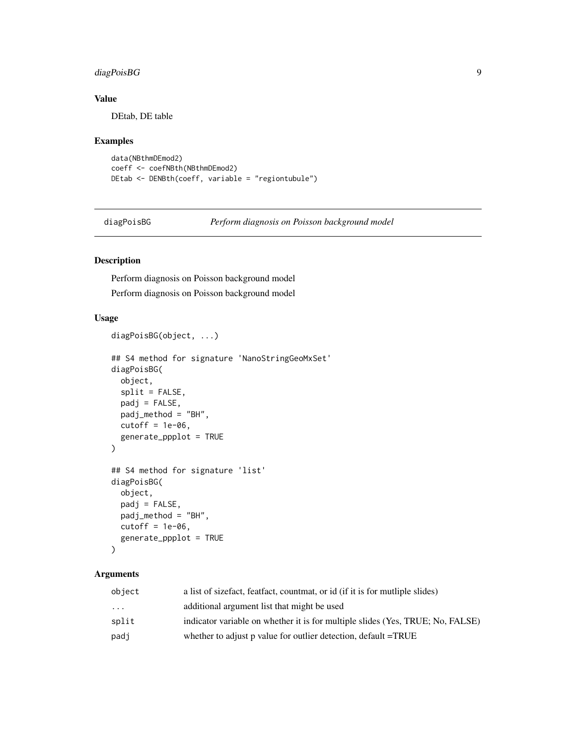### Value

DEtab, DE table

### Examples

```
data(NBthmDEmod2)
coeff <- coefNBth(NBthmDEmod2)
DEtab <- DENBth(coeff, variable = "regiontubule")
```

---

## diagPoisBG *Perform diagnosis on Poisson background model*

---

### Description

Perform diagnosis on Poisson background model

Perform diagnosis on Poisson background model

### Usage

```
diagPoisBG(object, ...)

## S4 method for signature 'NanoStringGeoMxSet'
diagPoisBG(
  object,
  split = FALSE,
  padj = FALSE,
  padj_method = "BH",
  cutoff = 1e-06,
  generate_ppplot = TRUE
)

## S4 method for signature 'list'
diagPoisBG(
  object,
  padj = FALSE,
  padj_method = "BH",
  cutoff = 1e-06,
  generate_ppplot = TRUE
)
```

### Arguments

| | |
|---|---|
| object | a list of sizefact, featfact, countmat, or id (if it is for mutliple slides) |
| ... | additional argument list that might be used |
| split | indicator variable on whether it is for multiple slides (Yes, TRUE; No, FALSE) |
| padj | whether to adjust p value for outlier detection, default =TRUE |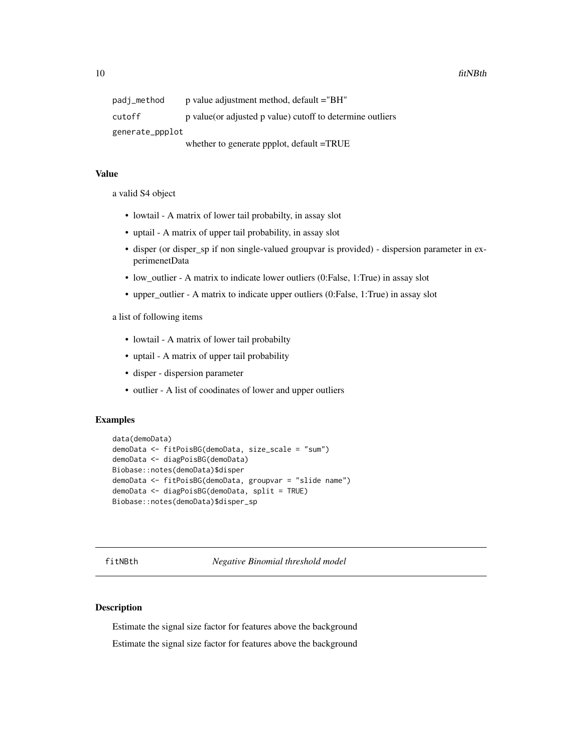padj_method p value adjustment method, default ="BH"

cutoff p value(or adjusted p value) cutoff to determine outliers

generate_ppplot

whether to generate ppplot, default =TRUE

## Value

a valid S4 object

- lowtail - A matrix of lower tail probabilty, in assay slot
- uptail - A matrix of upper tail probability, in assay slot
- disper (or disper_sp if non single-valued groupvar is provided) - dispersion parameter in experimenetData
- low_outlier - A matrix to indicate lower outliers (0:False, 1:True) in assay slot
- upper_outlier - A matrix to indicate upper outliers (0:False, 1:True) in assay slot

a list of following items

- lowtail - A matrix of lower tail probabilty
- uptail - A matrix of upper tail probability
- disper - dispersion parameter
- outlier - A list of coodinates of lower and upper outliers

## Examples

```
data(demoData)
demoData <- fitPoisBG(demoData, size_scale = "sum")
demoData <- diagPoisBG(demoData)
Biobase::notes(demoData)$disper
demoData <- fitPoisBG(demoData, groupvar = "slide name")
demoData <- diagPoisBG(demoData, split = TRUE)
Biobase::notes(demoData)$disper_sp
```

---

# fitNBth *Negative Binomial threshold model*

## Description

Estimate the signal size factor for features above the background

Estimate the signal size factor for features above the background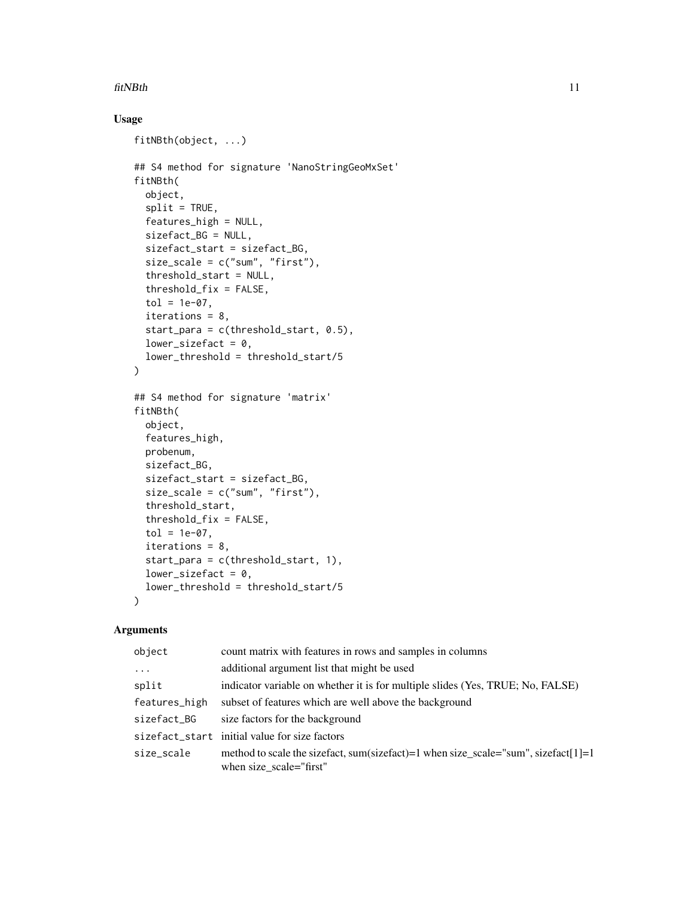## Usage

```
fitNBth(object, ...)

## S4 method for signature 'NanoStringGeoMxSet'
fitNBth(
  object,
  split = TRUE,
  features_high = NULL,
  sizefact_BG = NULL,
  sizefact_start = sizefact_BG,
  size_scale = c("sum", "first"),
  threshold_start = NULL,
  threshold_fix = FALSE,
  tol = 1e-07,
  iterations = 8,
  start_para = c(threshold_start, 0.5),
  lower_sizefact = 0,
  lower_threshold = threshold_start/5
)

## S4 method for signature 'matrix'
fitNBth(
  object,
  features_high,
  probenum,
  sizefact_BG,
  sizefact_start = sizefact_BG,
  size_scale = c("sum", "first"),
  threshold_start,
  threshold_fix = FALSE,
  tol = 1e-07,
  iterations = 8,
  start_para = c(threshold_start, 1),
  lower_sizefact = 0,
  lower_threshold = threshold_start/5
)
```

## Arguments

| | |
|---|---|
| `object` | count matrix with features in rows and samples in columns |
| `...` | additional argument list that might be used |
| `split` | indicator variable on whether it is for multiple slides (Yes, TRUE; No, FALSE) |
| `features_high` | subset of features which are well above the background |
| `sizefact_BG` | size factors for the background |
| `sizefact_start` | initial value for size factors |
| `size_scale` | method to scale the sizefact, sum(sizefact)=1 when size_scale="sum", sizefact[1]=1 when size_scale="first" |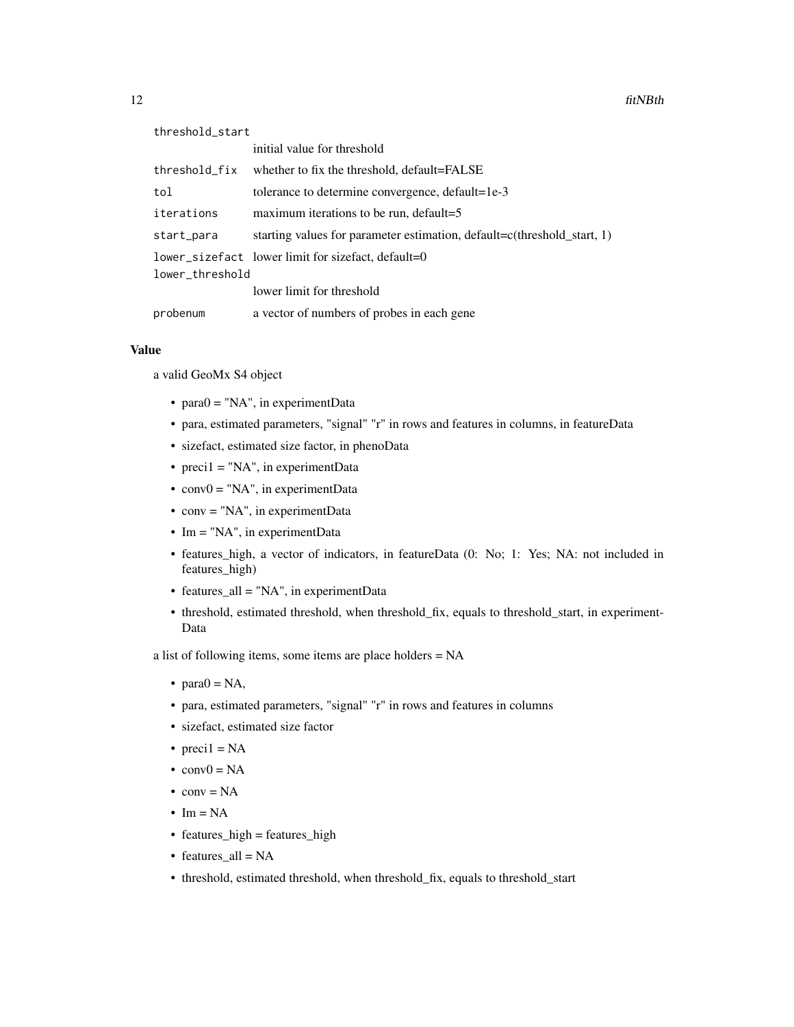| | |
|---|---|
| `threshold_start` | initial value for threshold |
| `threshold_fix` | whether to fix the threshold, default=FALSE |
| `tol` | tolerance to determine convergence, default=1e-3 |
| `iterations` | maximum iterations to be run, default=5 |
| `start_para` | starting values for parameter estimation, default=c(threshold_start, 1) |
| `lower_sizefact` | lower limit for sizefact, default=0 |
| `lower_threshold` | lower limit for threshold |
| `probenum` | a vector of numbers of probes in each gene |

### Value

a valid GeoMx S4 object

- para0 = "NA", in experimentData
- para, estimated parameters, "signal" "r" in rows and features in columns, in featureData
- sizefact, estimated size factor, in phenoData
- preci1 = "NA", in experimentData
- conv0 = "NA", in experimentData
- conv = "NA", in experimentData
- Im = "NA", in experimentData
- features_high, a vector of indicators, in featureData (0: No; 1: Yes; NA: not included in features_high)
- features_all = "NA", in experimentData
- threshold, estimated threshold, when threshold_fix, equals to threshold_start, in experimentData

a list of following items, some items are place holders = NA

- para0 = NA,
- para, estimated parameters, "signal" "r" in rows and features in columns
- sizefact, estimated size factor
- preci1 = NA
- conv0 = NA
- conv = NA
- Im = NA
- features_high = features_high
- features_all = NA
- threshold, estimated threshold, when threshold_fix, equals to threshold_start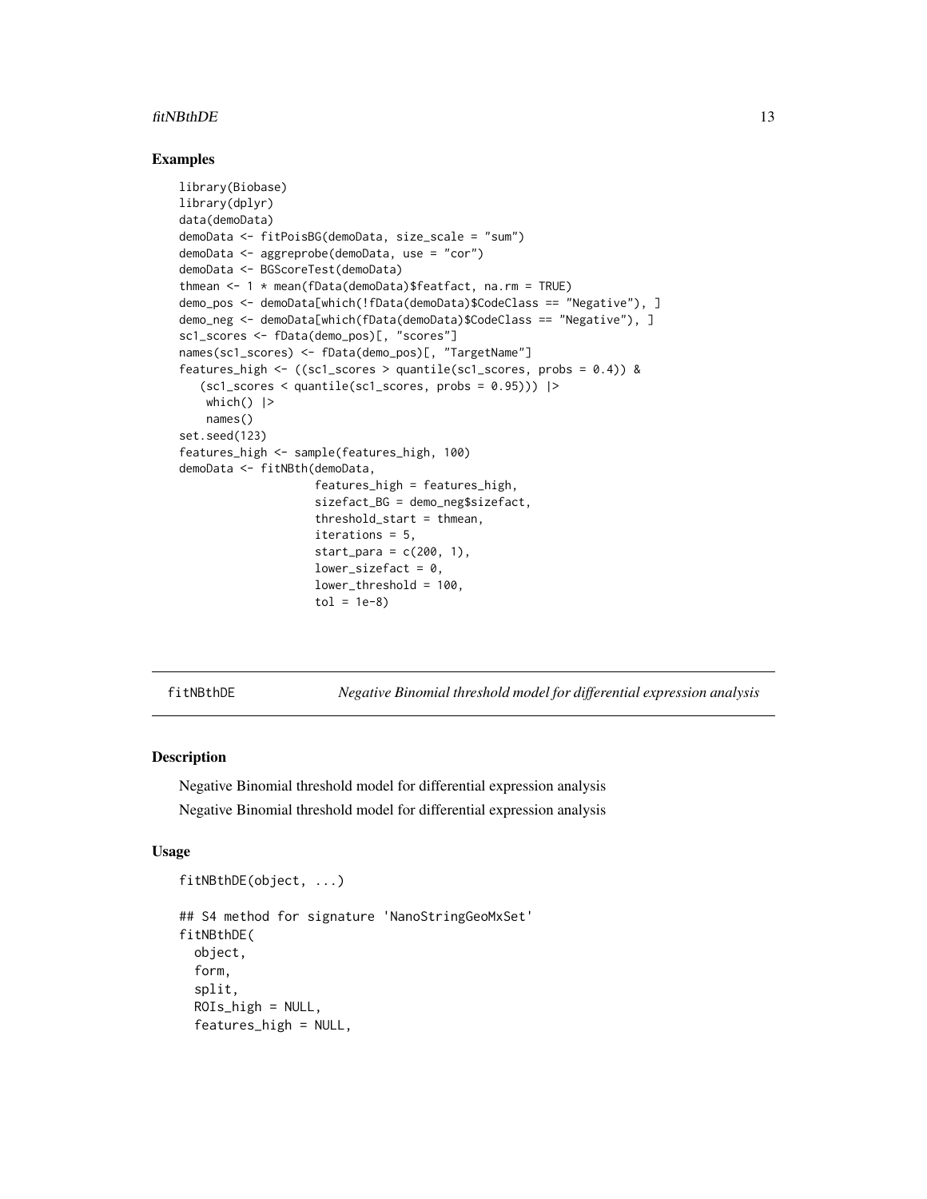## Examples

```
library(Biobase)
library(dplyr)
data(demoData)
demoData <- fitPoisBG(demoData, size_scale = "sum")
demoData <- aggreprobe(demoData, use = "cor")
demoData <- BGScoreTest(demoData)
thmean <- 1 * mean(fData(demoData)$featfact, na.rm = TRUE)
demo_pos <- demoData[which(!fData(demoData)$CodeClass == "Negative"), ]
demo_neg <- demoData[which(fData(demoData)$CodeClass == "Negative"), ]
sc1_scores <- fData(demo_pos)[, "scores"]
names(sc1_scores) <- fData(demo_pos)[, "TargetName"]
features_high <- ((sc1_scores > quantile(sc1_scores, probs = 0.4)) &
   (sc1_scores < quantile(sc1_scores, probs = 0.95))) |>
    which() |>
    names()
set.seed(123)
features_high <- sample(features_high, 100)
demoData <- fitNBth(demoData,
                    features_high = features_high,
                    sizefact_BG = demo_neg$sizefact,
                    threshold_start = thmean,
                    iterations = 5,
                    start_para = c(200, 1),
                    lower_sizefact = 0,
                    lower_threshold = 100,
                    tol = 1e-8)
```

---

# fitNBthDE — *Negative Binomial threshold model for differential expression analysis*

## Description

Negative Binomial threshold model for differential expression analysis

Negative Binomial threshold model for differential expression analysis

## Usage

```
fitNBthDE(object, ...)

## S4 method for signature 'NanoStringGeoMxSet'
fitNBthDE(
  object,
  form,
  split,
  ROIs_high = NULL,
  features_high = NULL,
```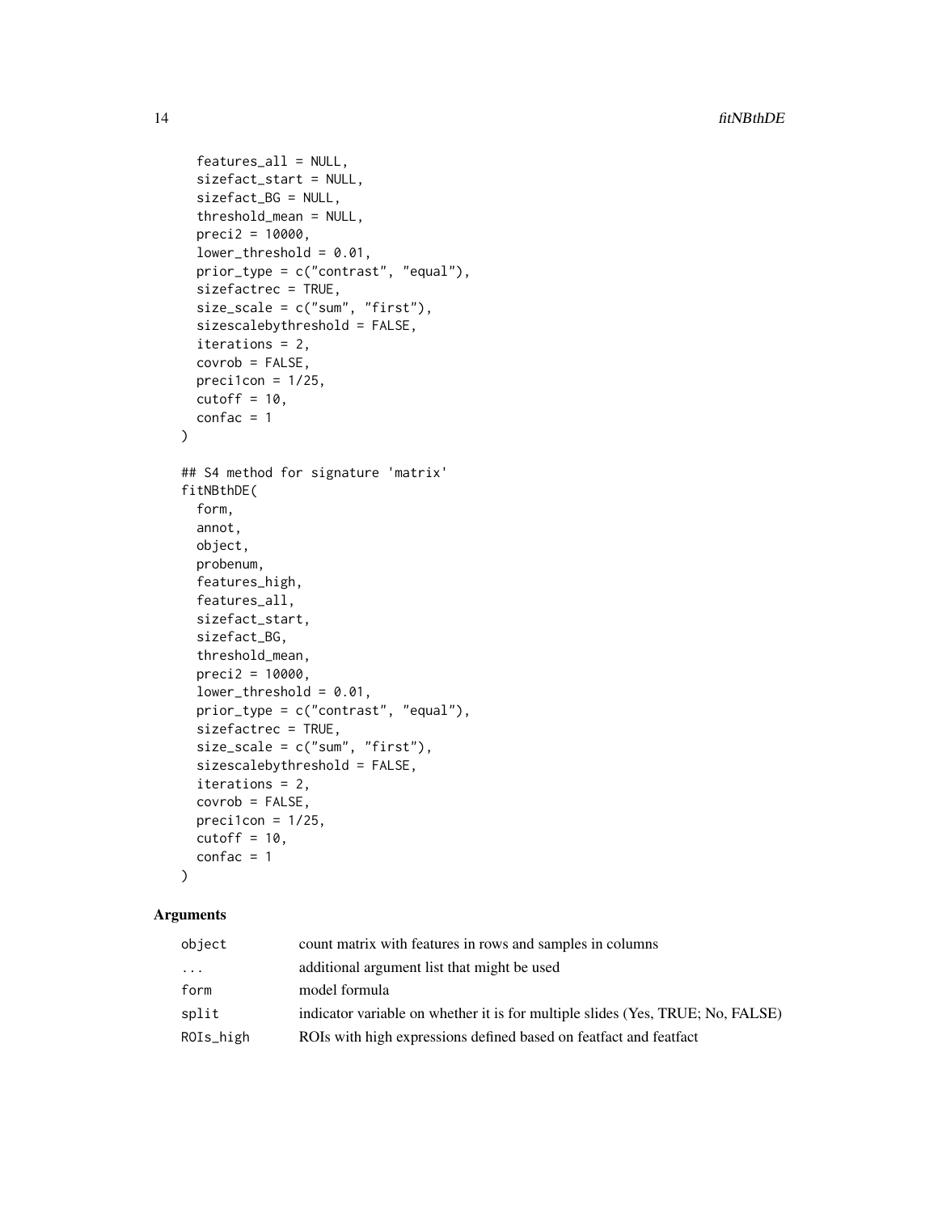```
  features_all = NULL,
  sizefact_start = NULL,
  sizefact_BG = NULL,
  threshold_mean = NULL,
  preci2 = 10000,
  lower_threshold = 0.01,
  prior_type = c("contrast", "equal"),
  sizefactrec = TRUE,
  size_scale = c("sum", "first"),
  sizescalebythreshold = FALSE,
  iterations = 2,
  covrob = FALSE,
  preci1con = 1/25,
  cutoff = 10,
  confac = 1
)

## S4 method for signature 'matrix'
fitNBthDE(
  form,
  annot,
  object,
  probenum,
  features_high,
  features_all,
  sizefact_start,
  sizefact_BG,
  threshold_mean,
  preci2 = 10000,
  lower_threshold = 0.01,
  prior_type = c("contrast", "equal"),
  sizefactrec = TRUE,
  size_scale = c("sum", "first"),
  sizescalebythreshold = FALSE,
  iterations = 2,
  covrob = FALSE,
  preci1con = 1/25,
  cutoff = 10,
  confac = 1
)
```

### Arguments

| | |
|---|---|
| object | count matrix with features in rows and samples in columns |
| ... | additional argument list that might be used |
| form | model formula |
| split | indicator variable on whether it is for multiple slides (Yes, TRUE; No, FALSE) |
| ROIs_high | ROIs with high expressions defined based on featfact and featfact |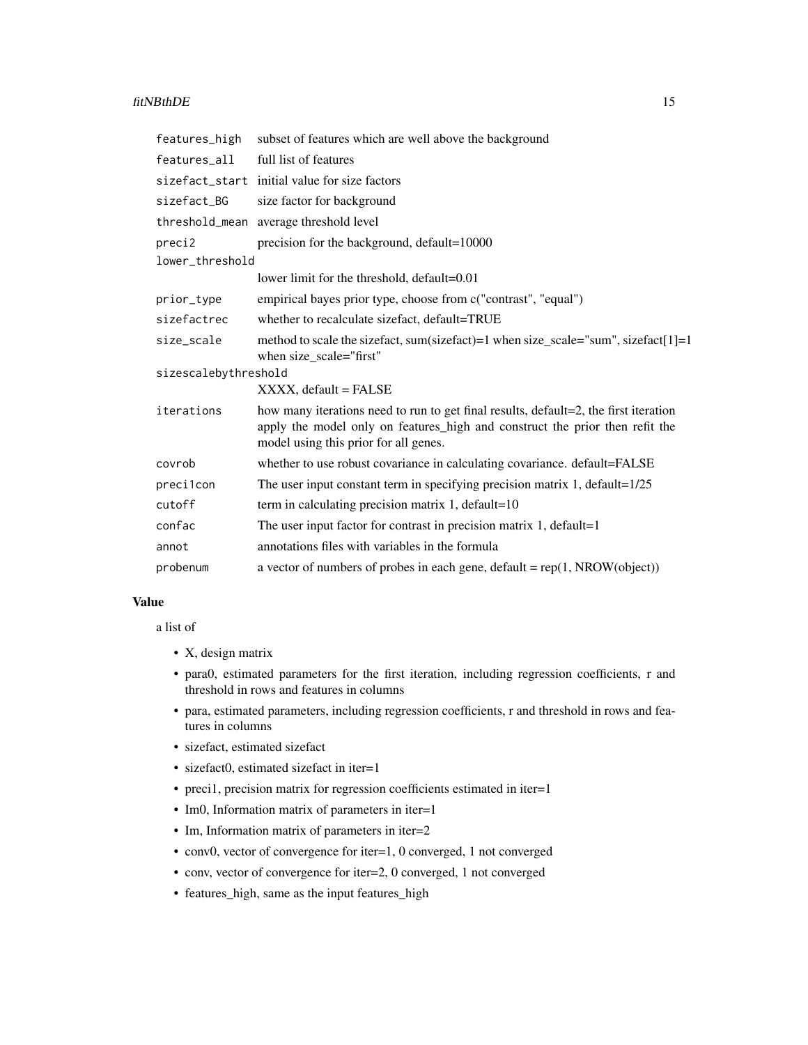| | |
|---|---|
| `features_high` | subset of features which are well above the background |
| `features_all` | full list of features |
| `sizefact_start` | initial value for size factors |
| `sizefact_BG` | size factor for background |
| `threshold_mean` | average threshold level |
| `preci2` | precision for the background, default=10000 |
| `lower_threshold` | lower limit for the threshold, default=0.01 |
| `prior_type` | empirical bayes prior type, choose from c("contrast", "equal") |
| `sizefactrec` | whether to recalculate sizefact, default=TRUE |
| `size_scale` | method to scale the sizefact, sum(sizefact)=1 when size_scale="sum", sizefact[1]=1 when size_scale="first" |
| `sizescalebythreshold` | XXXX, default = FALSE |
| `iterations` | how many iterations need to run to get final results, default=2, the first iteration apply the model only on features_high and construct the prior then refit the model using this prior for all genes. |
| `covrob` | whether to use robust covariance in calculating covariance. default=FALSE |
| `preci1con` | The user input constant term in specifying precision matrix 1, default=1/25 |
| `cutoff` | term in calculating precision matrix 1, default=10 |
| `confac` | The user input factor for contrast in precision matrix 1, default=1 |
| `annot` | annotations files with variables in the formula |
| `probenum` | a vector of numbers of probes in each gene, default = rep(1, NROW(object)) |

## Value

a list of

- X, design matrix
- para0, estimated parameters for the first iteration, including regression coefficients, r and threshold in rows and features in columns
- para, estimated parameters, including regression coefficients, r and threshold in rows and features in columns
- sizefact, estimated sizefact
- sizefact0, estimated sizefact in iter=1
- preci1, precision matrix for regression coefficients estimated in iter=1
- Im0, Information matrix of parameters in iter=1
- Im, Information matrix of parameters in iter=2
- conv0, vector of convergence for iter=1, 0 converged, 1 not converged
- conv, vector of convergence for iter=2, 0 converged, 1 not converged
- features_high, same as the input features_high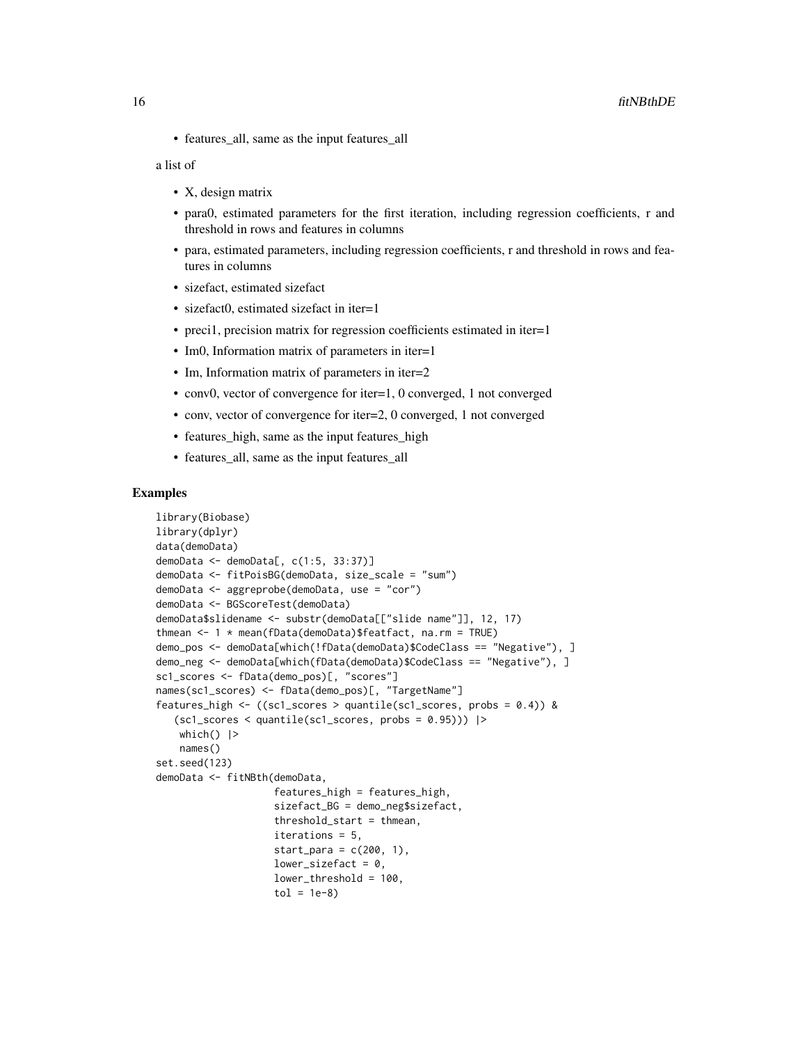- features_all, same as the input features_all

a list of

- X, design matrix
- para0, estimated parameters for the first iteration, including regression coefficients, r and threshold in rows and features in columns
- para, estimated parameters, including regression coefficients, r and threshold in rows and features in columns
- sizefact, estimated sizefact
- sizefact0, estimated sizefact in iter=1
- preci1, precision matrix for regression coefficients estimated in iter=1
- Im0, Information matrix of parameters in iter=1
- Im, Information matrix of parameters in iter=2
- conv0, vector of convergence for iter=1, 0 converged, 1 not converged
- conv, vector of convergence for iter=2, 0 converged, 1 not converged
- features_high, same as the input features_high
- features_all, same as the input features_all

## Examples

```
library(Biobase)
library(dplyr)
data(demoData)
demoData <- demoData[, c(1:5, 33:37)]
demoData <- fitPoisBG(demoData, size_scale = "sum")
demoData <- aggreprobe(demoData, use = "cor")
demoData <- BGScoreTest(demoData)
demoData$slidename <- substr(demoData[["slide name"]], 12, 17)
thmean <- 1 * mean(fData(demoData)$featfact, na.rm = TRUE)
demo_pos <- demoData[which(!fData(demoData)$CodeClass == "Negative"), ]
demo_neg <- demoData[which(fData(demoData)$CodeClass == "Negative"), ]
sc1_scores <- fData(demo_pos)[, "scores"]
names(sc1_scores) <- fData(demo_pos)[, "TargetName"]
features_high <- ((sc1_scores > quantile(sc1_scores, probs = 0.4)) &
   (sc1_scores < quantile(sc1_scores, probs = 0.95))) |>
    which() |>
    names()
set.seed(123)
demoData <- fitNBth(demoData,
                    features_high = features_high,
                    sizefact_BG = demo_neg$sizefact,
                    threshold_start = thmean,
                    iterations = 5,
                    start_para = c(200, 1),
                    lower_sizefact = 0,
                    lower_threshold = 100,
                    tol = 1e-8)
```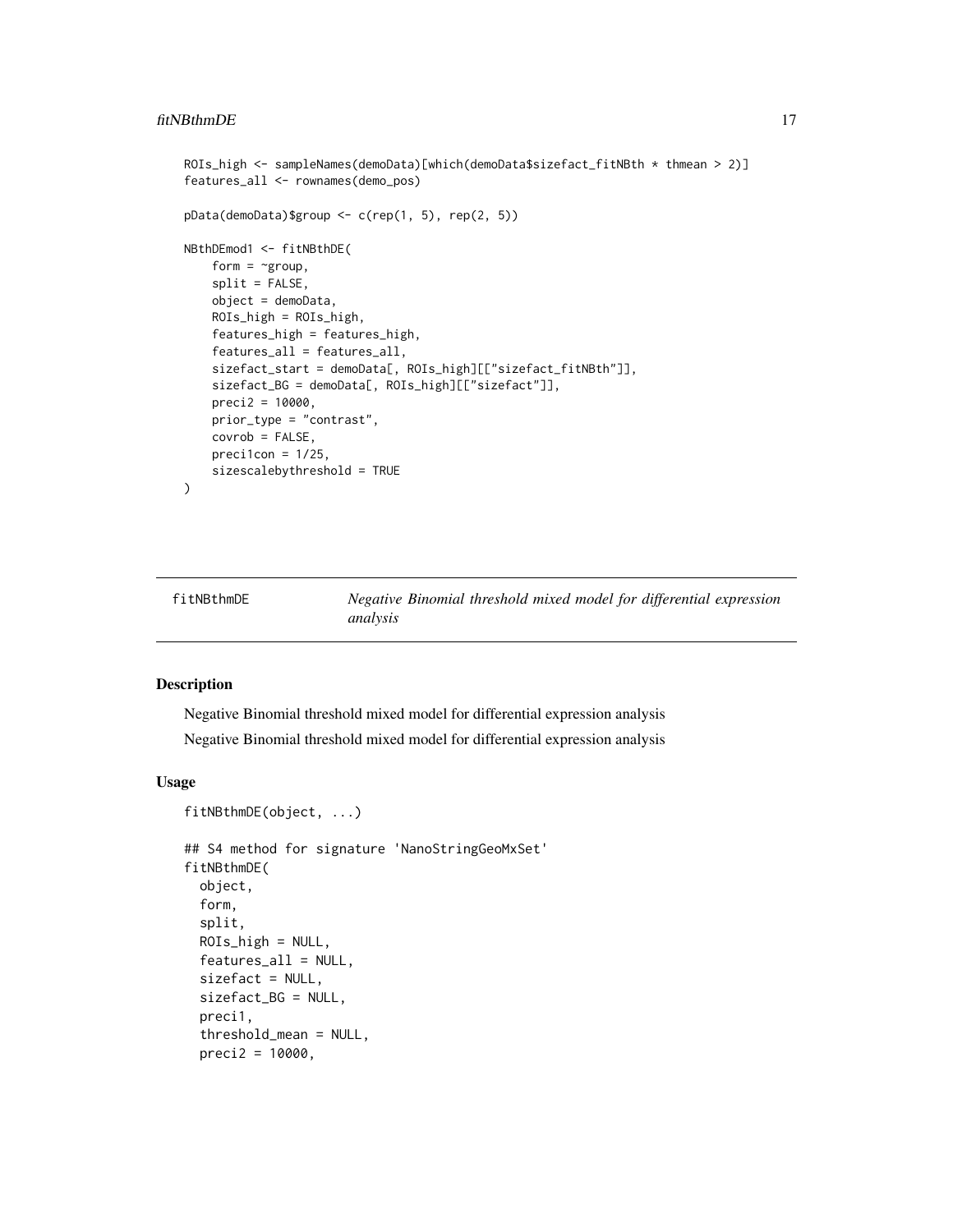```
ROIs_high <- sampleNames(demoData)[which(demoData$sizefact_fitNBth * thmean > 2)]
features_all <- rownames(demo_pos)

pData(demoData)$group <- c(rep(1, 5), rep(2, 5))

NBthDEmod1 <- fitNBthDE(
    form = ~group,
    split = FALSE,
    object = demoData,
    ROIs_high = ROIs_high,
    features_high = features_high,
    features_all = features_all,
    sizefact_start = demoData[, ROIs_high][["sizefact_fitNBth"]],
    sizefact_BG = demoData[, ROIs_high][["sizefact"]],
    preci2 = 10000,
    prior_type = "contrast",
    covrob = FALSE,
    preci1con = 1/25,
    sizescalebythreshold = TRUE
)
```

---

## fitNBthmDE — *Negative Binomial threshold mixed model for differential expression analysis*

---

### Description

Negative Binomial threshold mixed model for differential expression analysis

Negative Binomial threshold mixed model for differential expression analysis

### Usage

```
fitNBthmDE(object, ...)

## S4 method for signature 'NanoStringGeoMxSet'
fitNBthmDE(
  object,
  form,
  split,
  ROIs_high = NULL,
  features_all = NULL,
  sizefact = NULL,
  sizefact_BG = NULL,
  preci1,
  threshold_mean = NULL,
  preci2 = 10000,
```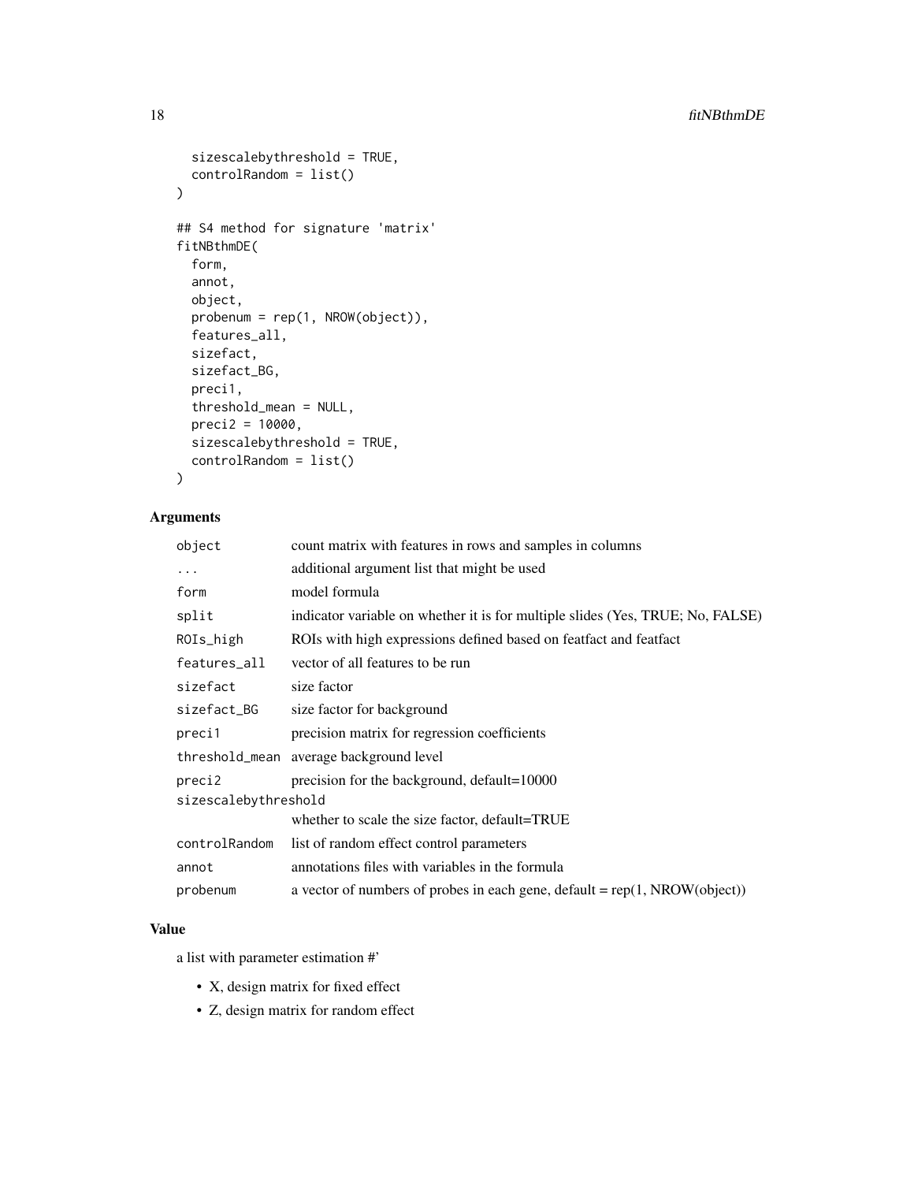```
  sizescalebythreshold = TRUE,
  controlRandom = list()
)

## S4 method for signature 'matrix'
fitNBthmDE(
  form,
  annot,
  object,
  probenum = rep(1, NROW(object)),
  features_all,
  sizefact,
  sizefact_BG,
  preci1,
  threshold_mean = NULL,
  preci2 = 10000,
  sizescalebythreshold = TRUE,
  controlRandom = list()
)
```

## Arguments

| | |
|---|---|
| `object` | count matrix with features in rows and samples in columns |
| `...` | additional argument list that might be used |
| `form` | model formula |
| `split` | indicator variable on whether it is for multiple slides (Yes, TRUE; No, FALSE) |
| `ROIs_high` | ROIs with high expressions defined based on featfact and featfact |
| `features_all` | vector of all features to be run |
| `sizefact` | size factor |
| `sizefact_BG` | size factor for background |
| `preci1` | precision matrix for regression coefficients |
| `threshold_mean` | average background level |
| `preci2` | precision for the background, default=10000 |
| `sizescalebythreshold` | whether to scale the size factor, default=TRUE |
| `controlRandom` | list of random effect control parameters |
| `annot` | annotations files with variables in the formula |
| `probenum` | a vector of numbers of probes in each gene, default = rep(1, NROW(object)) |

## Value

a list with parameter estimation #'

- X, design matrix for fixed effect
- Z, design matrix for random effect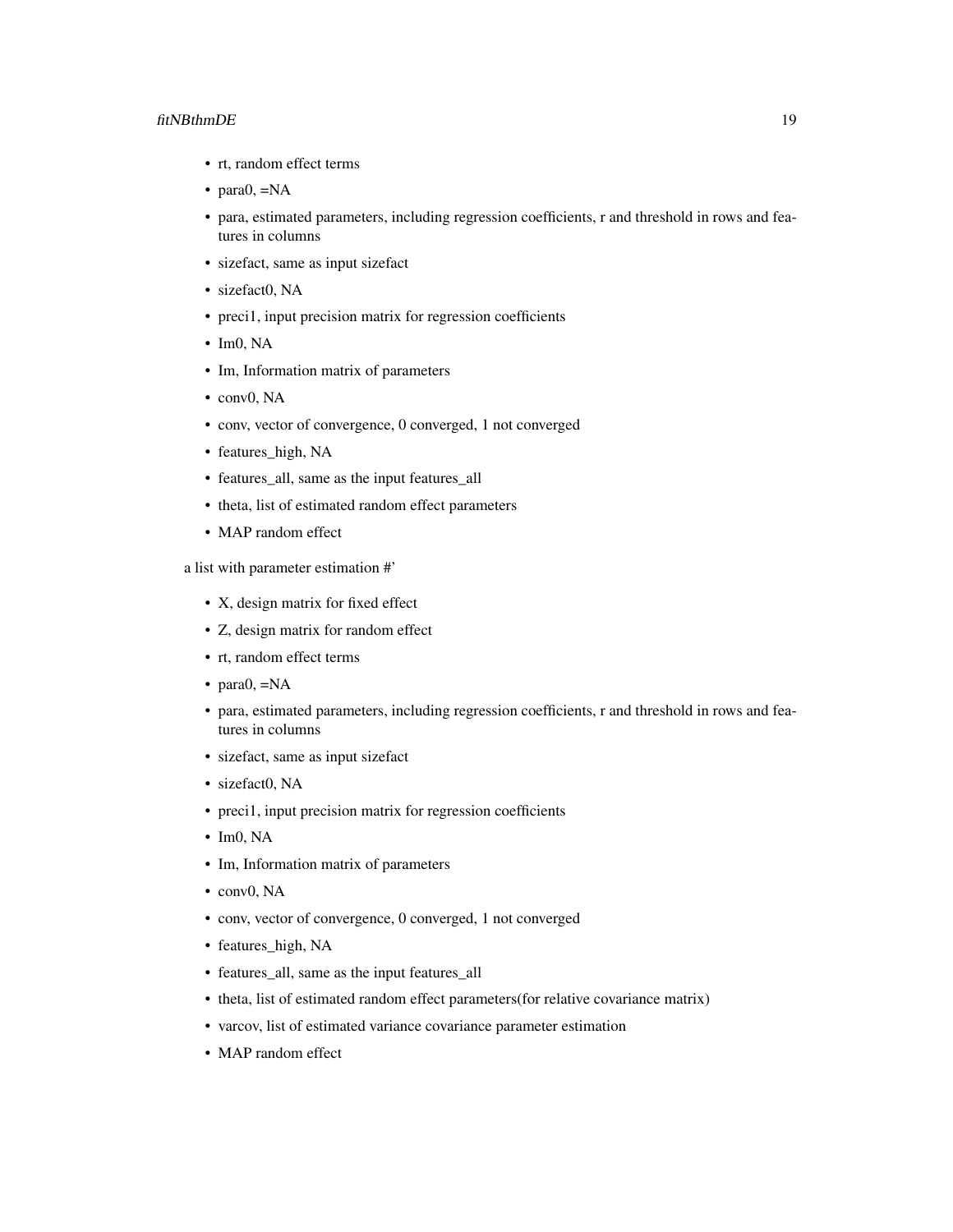- rt, random effect terms
- para0, =NA
- para, estimated parameters, including regression coefficients, r and threshold in rows and features in columns
- sizefact, same as input sizefact
- sizefact0, NA
- preci1, input precision matrix for regression coefficients
- Im0, NA
- Im, Information matrix of parameters
- conv0, NA
- conv, vector of convergence, 0 converged, 1 not converged
- features_high, NA
- features_all, same as the input features_all
- theta, list of estimated random effect parameters
- MAP random effect

a list with parameter estimation #'

- X, design matrix for fixed effect
- Z, design matrix for random effect
- rt, random effect terms
- para0, =NA
- para, estimated parameters, including regression coefficients, r and threshold in rows and features in columns
- sizefact, same as input sizefact
- sizefact0, NA
- preci1, input precision matrix for regression coefficients
- Im0, NA
- Im, Information matrix of parameters
- conv0, NA
- conv, vector of convergence, 0 converged, 1 not converged
- features_high, NA
- features_all, same as the input features_all
- theta, list of estimated random effect parameters(for relative covariance matrix)
- varcov, list of estimated variance covariance parameter estimation
- MAP random effect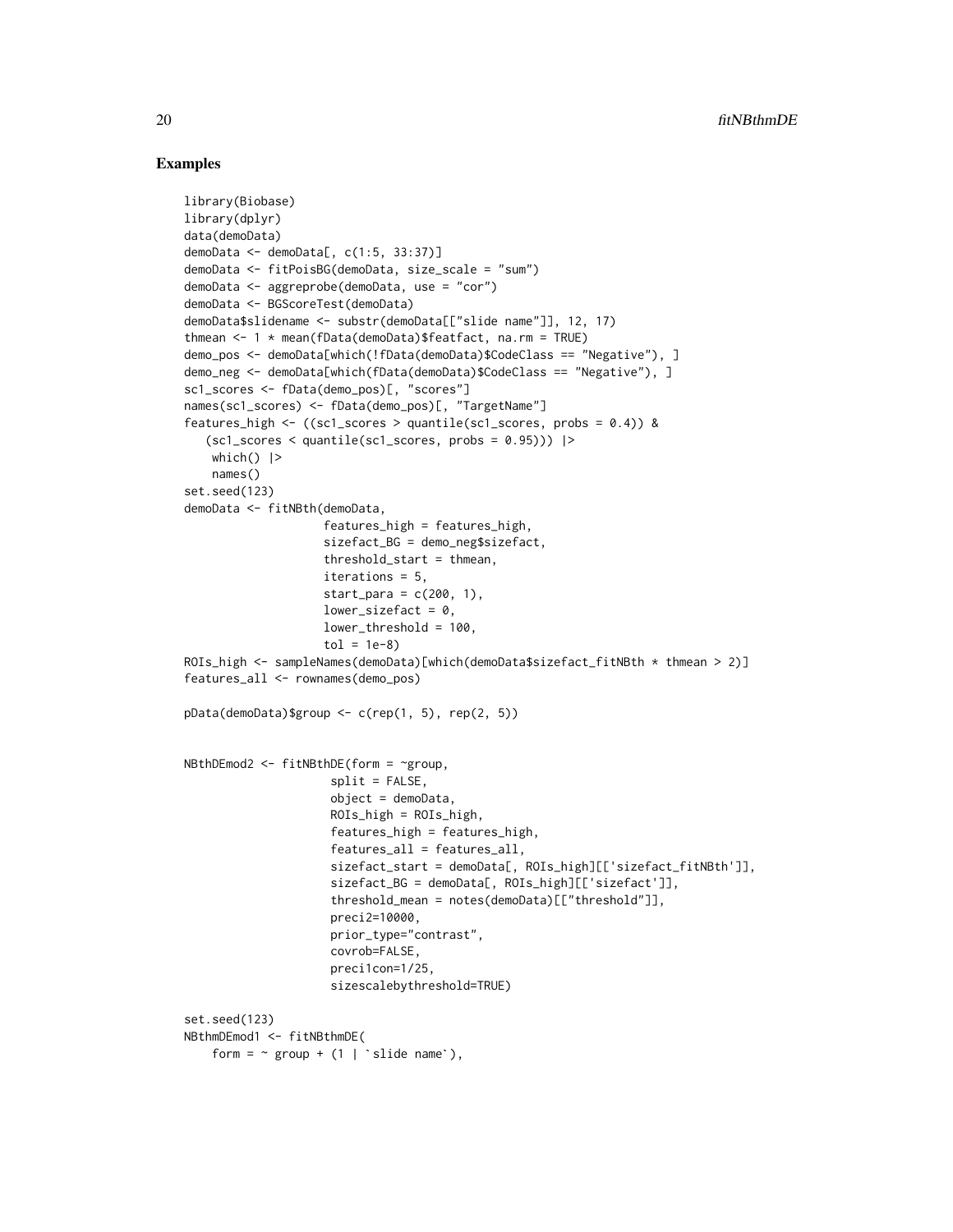## Examples

```
library(Biobase)
library(dplyr)
data(demoData)
demoData <- demoData[, c(1:5, 33:37)]
demoData <- fitPoisBG(demoData, size_scale = "sum")
demoData <- aggreprobe(demoData, use = "cor")
demoData <- BGScoreTest(demoData)
demoData$slidename <- substr(demoData[["slide name"]], 12, 17)
thmean <- 1 * mean(fData(demoData)$featfact, na.rm = TRUE)
demo_pos <- demoData[which(!fData(demoData)$CodeClass == "Negative"), ]
demo_neg <- demoData[which(fData(demoData)$CodeClass == "Negative"), ]
sc1_scores <- fData(demo_pos)[, "scores"]
names(sc1_scores) <- fData(demo_pos)[, "TargetName"]
features_high <- ((sc1_scores > quantile(sc1_scores, probs = 0.4)) &
   (sc1_scores < quantile(sc1_scores, probs = 0.95))) |>
    which() |>
    names()
set.seed(123)
demoData <- fitNBth(demoData,
                    features_high = features_high,
                    sizefact_BG = demo_neg$sizefact,
                    threshold_start = thmean,
                    iterations = 5,
                    start_para = c(200, 1),
                    lower_sizefact = 0,
                    lower_threshold = 100,
                    tol = 1e-8)
ROIs_high <- sampleNames(demoData)[which(demoData$sizefact_fitNBth * thmean > 2)]
features_all <- rownames(demo_pos)

pData(demoData)$group <- c(rep(1, 5), rep(2, 5))


NBthDEmod2 <- fitNBthDE(form = ~group,
                     split = FALSE,
                     object = demoData,
                     ROIs_high = ROIs_high,
                     features_high = features_high,
                     features_all = features_all,
                     sizefact_start = demoData[, ROIs_high][['sizefact_fitNBth']],
                     sizefact_BG = demoData[, ROIs_high][['sizefact']],
                     threshold_mean = notes(demoData)[["threshold"]],
                     preci2=10000,
                     prior_type="contrast",
                     covrob=FALSE,
                     preci1con=1/25,
                     sizescalebythreshold=TRUE)

set.seed(123)
NBthmDEmod1 <- fitNBthmDE(
    form = ~ group + (1 | `slide name`),
```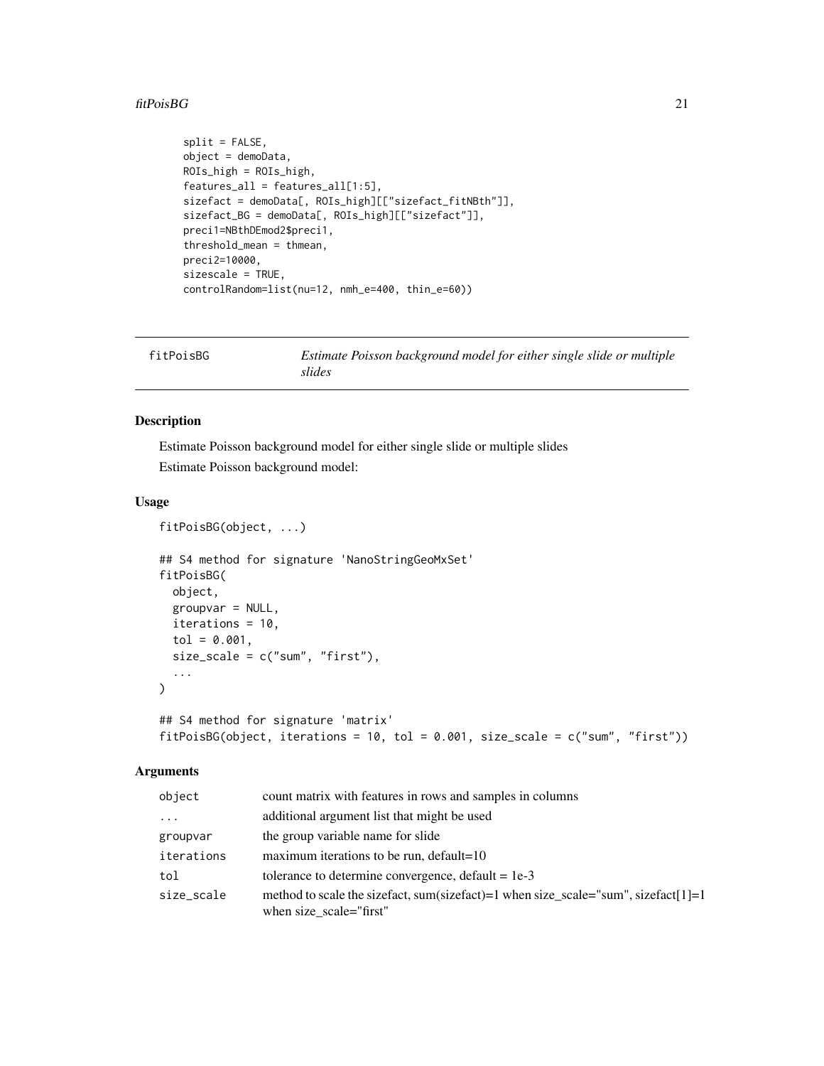```
  split = FALSE,
  object = demoData,
  ROIs_high = ROIs_high,
  features_all = features_all[1:5],
  sizefact = demoData[, ROIs_high][["sizefact_fitNBth"]],
  sizefact_BG = demoData[, ROIs_high][["sizefact"]],
  preci1=NBthDEmod2$preci1,
  threshold_mean = thmean,
  preci2=10000,
  sizescale = TRUE,
  controlRandom=list(nu=12, nmh_e=400, thin_e=60))
```

## fitPoisBG — *Estimate Poisson background model for either single slide or multiple slides*

### Description

Estimate Poisson background model for either single slide or multiple slides

Estimate Poisson background model:

### Usage

```
fitPoisBG(object, ...)

## S4 method for signature 'NanoStringGeoMxSet'
fitPoisBG(
  object,
  groupvar = NULL,
  iterations = 10,
  tol = 0.001,
  size_scale = c("sum", "first"),
  ...
)

## S4 method for signature 'matrix'
fitPoisBG(object, iterations = 10, tol = 0.001, size_scale = c("sum", "first"))
```

### Arguments

| | |
|---|---|
| object | count matrix with features in rows and samples in columns |
| ... | additional argument list that might be used |
| groupvar | the group variable name for slide |
| iterations | maximum iterations to be run, default=10 |
| tol | tolerance to determine convergence, default = 1e-3 |
| size_scale | method to scale the sizefact, sum(sizefact)=1 when size_scale="sum", sizefact[1]=1 when size_scale="first" |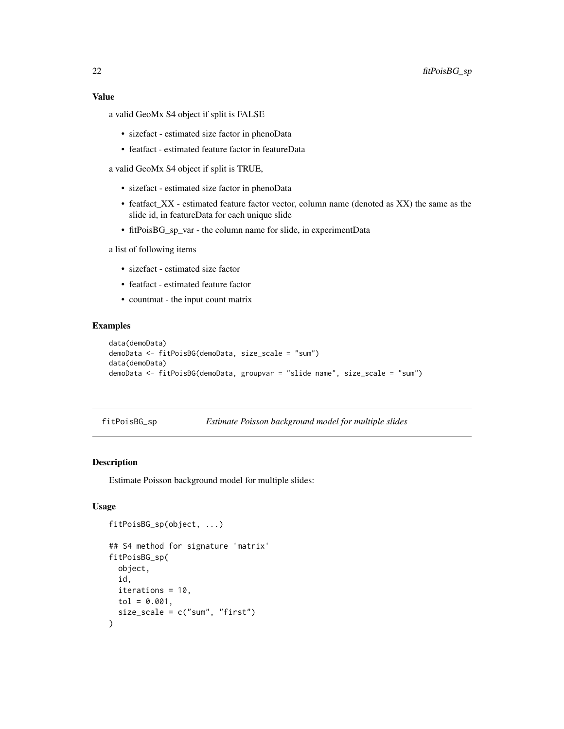### Value

a valid GeoMx S4 object if split is FALSE

- sizefact - estimated size factor in phenoData
- featfact - estimated feature factor in featureData

a valid GeoMx S4 object if split is TRUE,

- sizefact - estimated size factor in phenoData
- featfact_XX - estimated feature factor vector, column name (denoted as XX) the same as the slide id, in featureData for each unique slide
- fitPoisBG_sp_var - the column name for slide, in experimentData

a list of following items

- sizefact - estimated size factor
- featfact - estimated feature factor
- countmat - the input count matrix

### Examples

```
data(demoData)
demoData <- fitPoisBG(demoData, size_scale = "sum")
data(demoData)
demoData <- fitPoisBG(demoData, groupvar = "slide name", size_scale = "sum")
```

---

## fitPoisBG_sp — *Estimate Poisson background model for multiple slides*

---

### Description

Estimate Poisson background model for multiple slides:

### Usage

```
fitPoisBG_sp(object, ...)

## S4 method for signature 'matrix'
fitPoisBG_sp(
  object,
  id,
  iterations = 10,
  tol = 0.001,
  size_scale = c("sum", "first")
)
```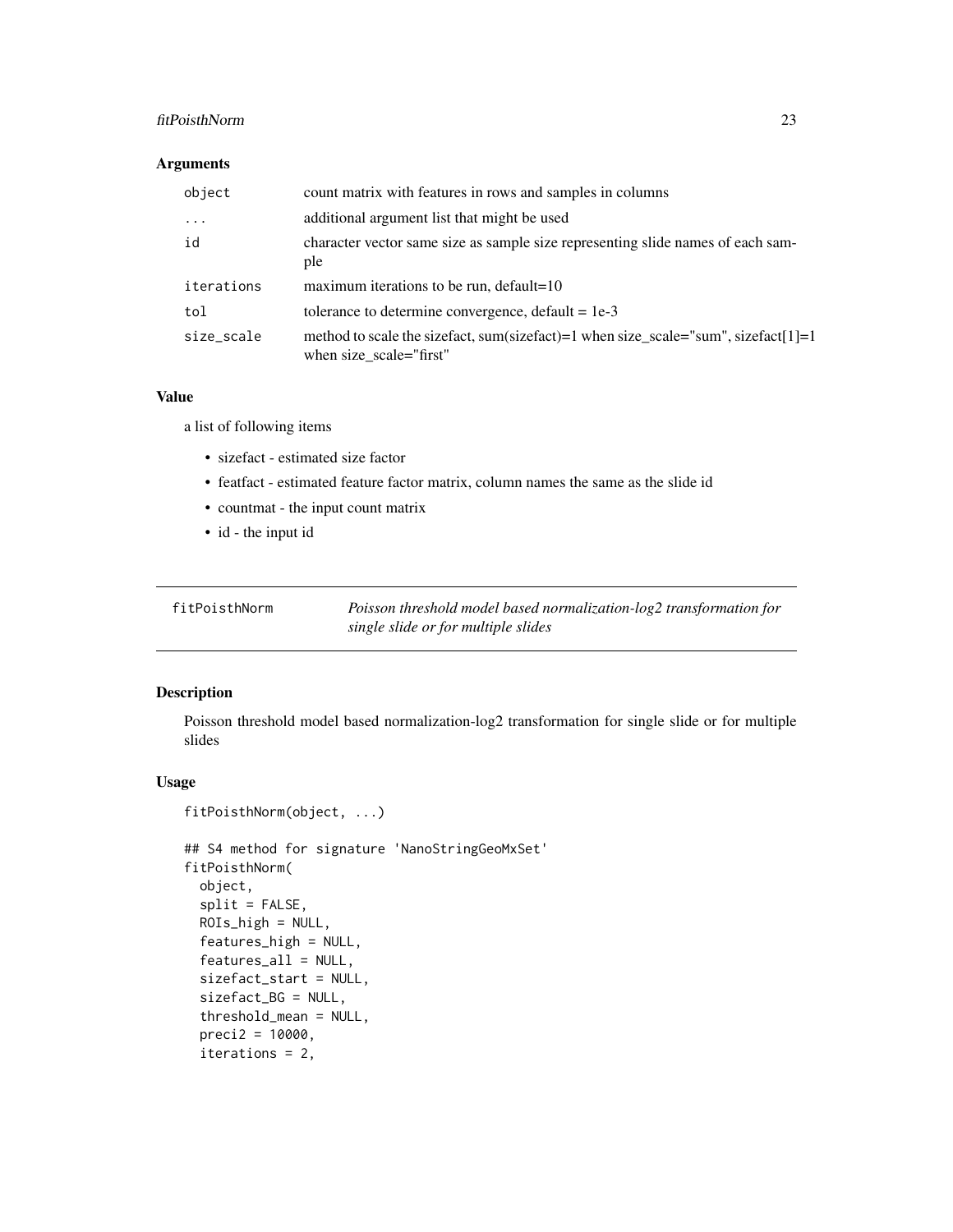### Arguments

| | |
|---|---|
| object | count matrix with features in rows and samples in columns |
| ... | additional argument list that might be used |
| id | character vector same size as sample size representing slide names of each sample |
| iterations | maximum iterations to be run, default=10 |
| tol | tolerance to determine convergence, default = 1e-3 |
| size_scale | method to scale the sizefact, sum(sizefact)=1 when size_scale="sum", sizefact[1]=1 when size_scale="first" |

### Value

a list of following items

- sizefact - estimated size factor
- featfact - estimated feature factor matrix, column names the same as the slide id
- countmat - the input count matrix
- id - the input id

---

## fitPoisthNorm

*Poisson threshold model based normalization-log2 transformation for single slide or for multiple slides*

---

### Description

Poisson threshold model based normalization-log2 transformation for single slide or for multiple slides

### Usage

```
fitPoisthNorm(object, ...)

## S4 method for signature 'NanoStringGeoMxSet'
fitPoisthNorm(
  object,
  split = FALSE,
  ROIs_high = NULL,
  features_high = NULL,
  features_all = NULL,
  sizefact_start = NULL,
  sizefact_BG = NULL,
  threshold_mean = NULL,
  preci2 = 10000,
  iterations = 2,
```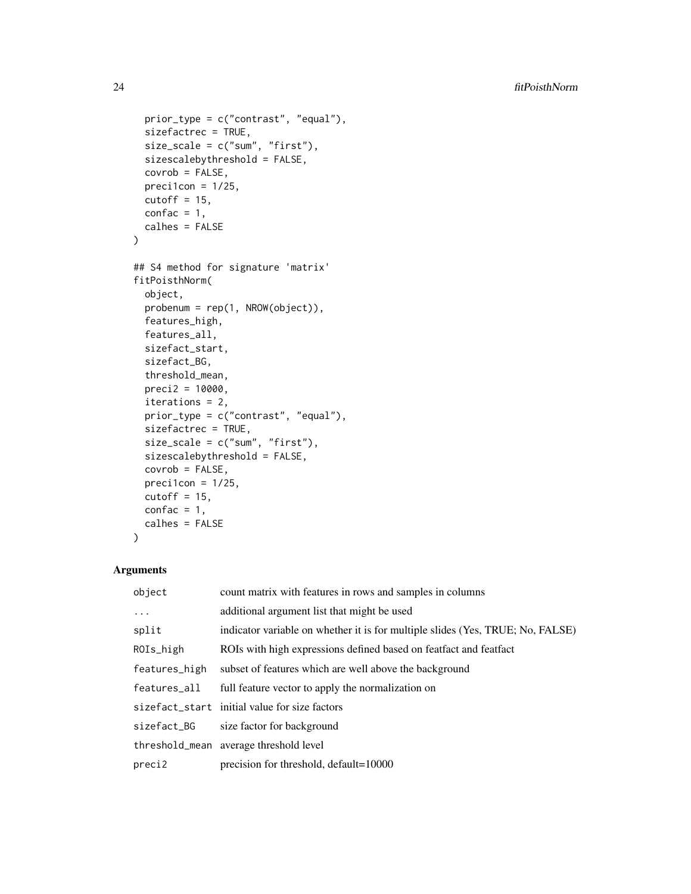```
  prior_type = c("contrast", "equal"),
  sizefactrec = TRUE,
  size_scale = c("sum", "first"),
  sizescalebythreshold = FALSE,
  covrob = FALSE,
  preci1con = 1/25,
  cutoff = 15,
  confac = 1,
  calhes = FALSE
)

## S4 method for signature 'matrix'
fitPoisthNorm(
  object,
  probenum = rep(1, NROW(object)),
  features_high,
  features_all,
  sizefact_start,
  sizefact_BG,
  threshold_mean,
  preci2 = 10000,
  iterations = 2,
  prior_type = c("contrast", "equal"),
  sizefactrec = TRUE,
  size_scale = c("sum", "first"),
  sizescalebythreshold = FALSE,
  covrob = FALSE,
  preci1con = 1/25,
  cutoff = 15,
  confac = 1,
  calhes = FALSE
)
```

## Arguments

| | |
|---|---|
| `object` | count matrix with features in rows and samples in columns |
| `...` | additional argument list that might be used |
| `split` | indicator variable on whether it is for multiple slides (Yes, TRUE; No, FALSE) |
| `ROIs_high` | ROIs with high expressions defined based on featfact and featfact |
| `features_high` | subset of features which are well above the background |
| `features_all` | full feature vector to apply the normalization on |
| `sizefact_start` | initial value for size factors |
| `sizefact_BG` | size factor for background |
| `threshold_mean` | average threshold level |
| `preci2` | precision for threshold, default=10000 |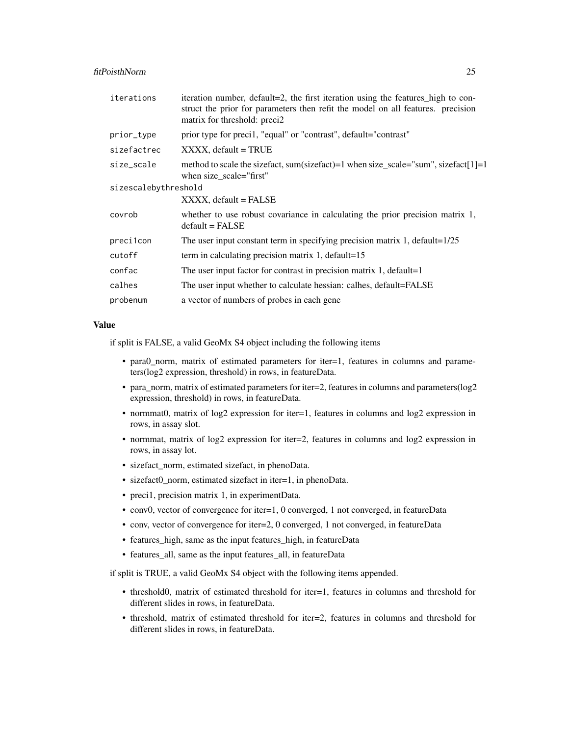| | |
|---|---|
| iterations | iteration number, default=2, the first iteration using the features_high to construct the prior for parameters then refit the model on all features. precision matrix for threshold: preci2 |
| prior_type | prior type for preci1, "equal" or "contrast", default="contrast" |
| sizefactrec | XXXX, default = TRUE |
| size_scale | method to scale the sizefact, sum(sizefact)=1 when size_scale="sum", sizefact[1]=1 when size_scale="first" |
| sizescalebythreshold | XXXX, default = FALSE |
| covrob | whether to use robust covariance in calculating the prior precision matrix 1, default = FALSE |
| preci1con | The user input constant term in specifying precision matrix 1, default=1/25 |
| cutoff | term in calculating precision matrix 1, default=15 |
| confac | The user input factor for contrast in precision matrix 1, default=1 |
| calhes | The user input whether to calculate hessian: calhes, default=FALSE |
| probenum | a vector of numbers of probes in each gene |

### Value

if split is FALSE, a valid GeoMx S4 object including the following items

- para0_norm, matrix of estimated parameters for iter=1, features in columns and parameters(log2 expression, threshold) in rows, in featureData.
- para_norm, matrix of estimated parameters for iter=2, features in columns and parameters(log2 expression, threshold) in rows, in featureData.
- normmat0, matrix of log2 expression for iter=1, features in columns and log2 expression in rows, in assay slot.
- normmat, matrix of log2 expression for iter=2, features in columns and log2 expression in rows, in assay lot.
- sizefact_norm, estimated sizefact, in phenoData.
- sizefact0_norm, estimated sizefact in iter=1, in phenoData.
- preci1, precision matrix 1, in experimentData.
- conv0, vector of convergence for iter=1, 0 converged, 1 not converged, in featureData
- conv, vector of convergence for iter=2, 0 converged, 1 not converged, in featureData
- features_high, same as the input features_high, in featureData
- features_all, same as the input features_all, in featureData

if split is TRUE, a valid GeoMx S4 object with the following items appended.

- threshold0, matrix of estimated threshold for iter=1, features in columns and threshold for different slides in rows, in featureData.
- threshold, matrix of estimated threshold for iter=2, features in columns and threshold for different slides in rows, in featureData.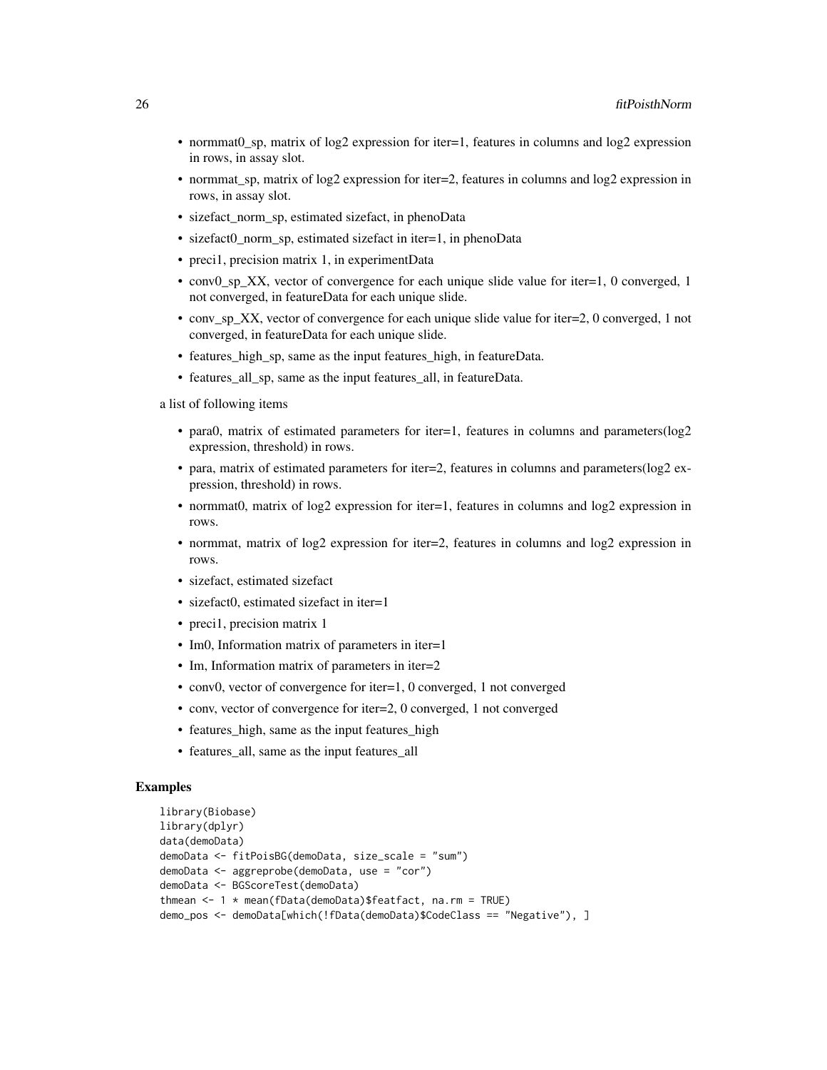- normmat0_sp, matrix of log2 expression for iter=1, features in columns and log2 expression in rows, in assay slot.
- normmat_sp, matrix of log2 expression for iter=2, features in columns and log2 expression in rows, in assay slot.
- sizefact_norm_sp, estimated sizefact, in phenoData
- sizefact0_norm_sp, estimated sizefact in iter=1, in phenoData
- preci1, precision matrix 1, in experimentData
- conv0_sp_XX, vector of convergence for each unique slide value for iter=1, 0 converged, 1 not converged, in featureData for each unique slide.
- conv_sp_XX, vector of convergence for each unique slide value for iter=2, 0 converged, 1 not converged, in featureData for each unique slide.
- features_high_sp, same as the input features_high, in featureData.
- features_all_sp, same as the input features_all, in featureData.

a list of following items

- para0, matrix of estimated parameters for iter=1, features in columns and parameters(log2 expression, threshold) in rows.
- para, matrix of estimated parameters for iter=2, features in columns and parameters(log2 expression, threshold) in rows.
- normmat0, matrix of log2 expression for iter=1, features in columns and log2 expression in rows.
- normmat, matrix of log2 expression for iter=2, features in columns and log2 expression in rows.
- sizefact, estimated sizefact
- sizefact0, estimated sizefact in iter=1
- preci1, precision matrix 1
- Im0, Information matrix of parameters in iter=1
- Im, Information matrix of parameters in iter=2
- conv0, vector of convergence for iter=1, 0 converged, 1 not converged
- conv, vector of convergence for iter=2, 0 converged, 1 not converged
- features_high, same as the input features_high
- features_all, same as the input features_all

### Examples

```
library(Biobase)
library(dplyr)
data(demoData)
demoData <- fitPoisBG(demoData, size_scale = "sum")
demoData <- aggreprobe(demoData, use = "cor")
demoData <- BGScoreTest(demoData)
thmean <- 1 * mean(fData(demoData)$featfact, na.rm = TRUE)
demo_pos <- demoData[which(!fData(demoData)$CodeClass == "Negative"), ]
```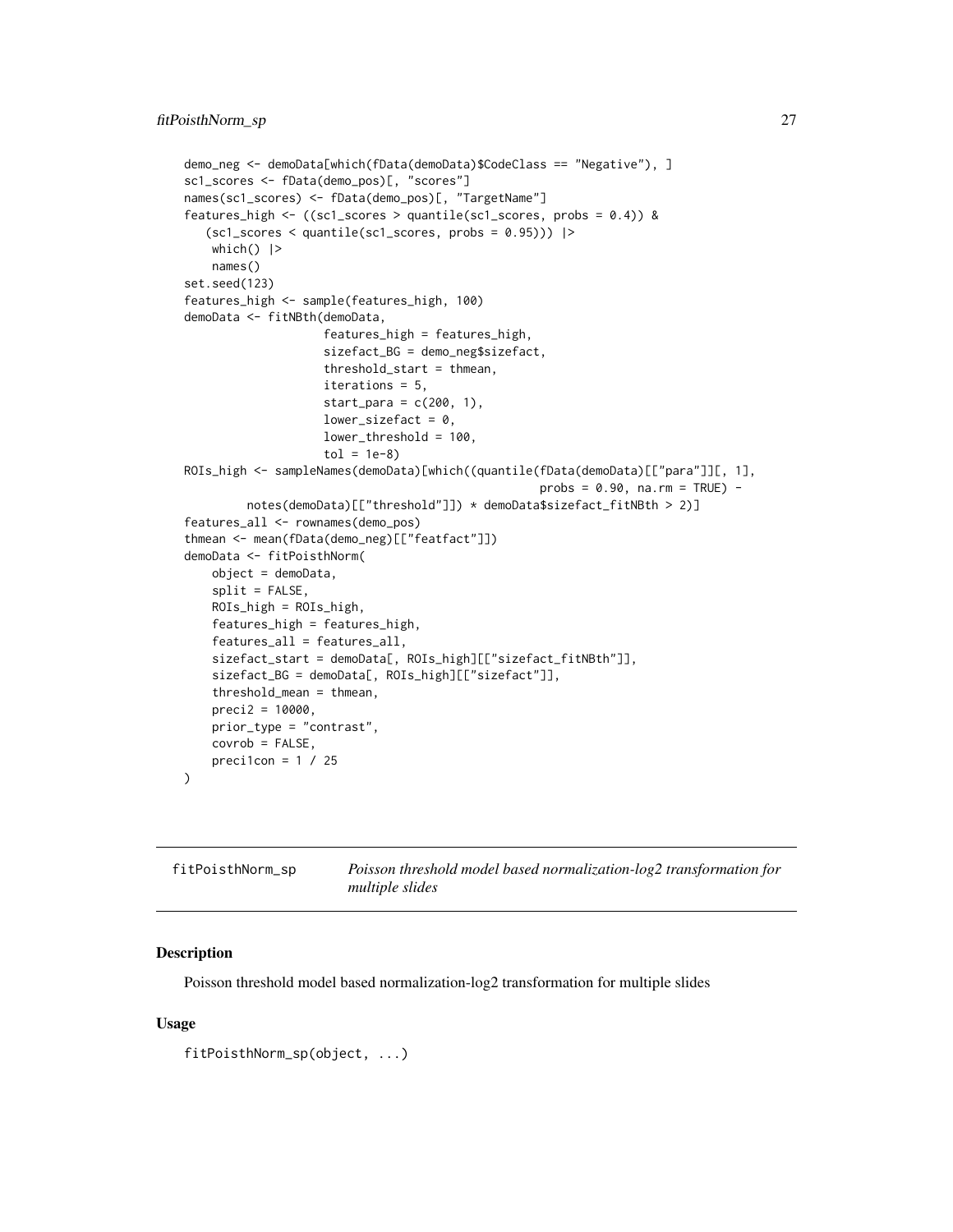```
demo_neg <- demoData[which(fData(demoData)$CodeClass == "Negative"), ]
sc1_scores <- fData(demo_pos)[, "scores"]
names(sc1_scores) <- fData(demo_pos)[, "TargetName"]
features_high <- ((sc1_scores > quantile(sc1_scores, probs = 0.4)) &
   (sc1_scores < quantile(sc1_scores, probs = 0.95))) |>
    which() |>
    names()
set.seed(123)
features_high <- sample(features_high, 100)
demoData <- fitNBth(demoData,
                    features_high = features_high,
                    sizefact_BG = demo_neg$sizefact,
                    threshold_start = thmean,
                    iterations = 5,
                    start_para = c(200, 1),
                    lower_sizefact = 0,
                    lower_threshold = 100,
                    tol = 1e-8)
ROIs_high <- sampleNames(demoData)[which((quantile(fData(demoData)[["para"]][, 1],
                                                   probs = 0.90, na.rm = TRUE) -
         notes(demoData)[["threshold"]]) * demoData$sizefact_fitNBth > 2)]
features_all <- rownames(demo_pos)
thmean <- mean(fData(demo_neg)[["featfact"]])
demoData <- fitPoisthNorm(
    object = demoData,
    split = FALSE,
    ROIs_high = ROIs_high,
    features_high = features_high,
    features_all = features_all,
    sizefact_start = demoData[, ROIs_high][["sizefact_fitNBth"]],
    sizefact_BG = demoData[, ROIs_high][["sizefact"]],
    threshold_mean = thmean,
    preci2 = 10000,
    prior_type = "contrast",
    covrob = FALSE,
    preci1con = 1 / 25
)
```

## fitPoisthNorm_sp — *Poisson threshold model based normalization-log2 transformation for multiple slides*

### Description

Poisson threshold model based normalization-log2 transformation for multiple slides

### Usage

```
fitPoisthNorm_sp(object, ...)
```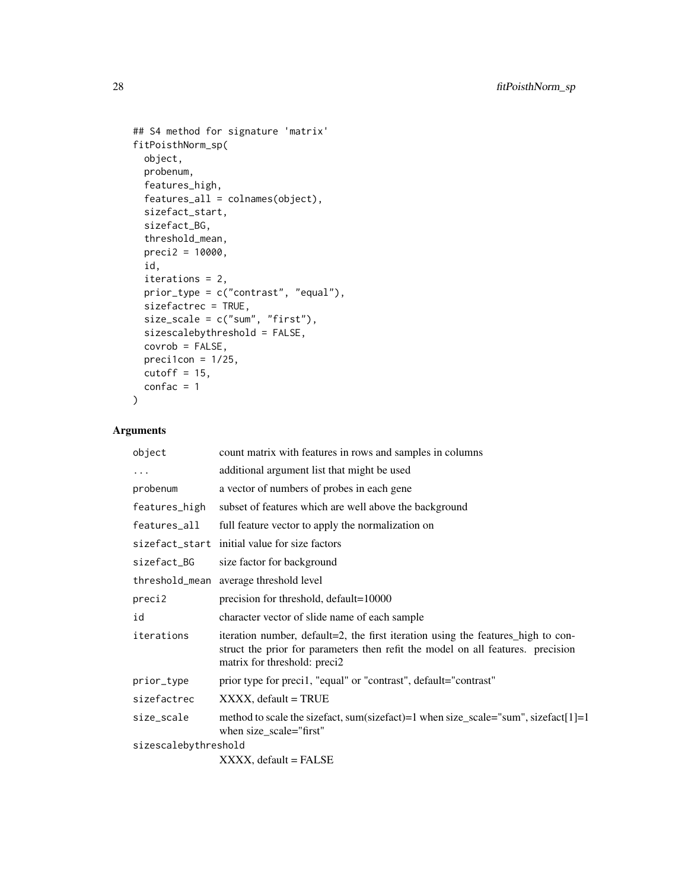```
## S4 method for signature 'matrix'
fitPoisthNorm_sp(
  object,
  probenum,
  features_high,
  features_all = colnames(object),
  sizefact_start,
  sizefact_BG,
  threshold_mean,
  preci2 = 10000,
  id,
  iterations = 2,
  prior_type = c("contrast", "equal"),
  sizefactrec = TRUE,
  size_scale = c("sum", "first"),
  sizescalebythreshold = FALSE,
  covrob = FALSE,
  preci1con = 1/25,
  cutoff = 15,
  confac = 1
)
```

## Arguments

| | |
|---|---|
| `object` | count matrix with features in rows and samples in columns |
| `...` | additional argument list that might be used |
| `probenum` | a vector of numbers of probes in each gene |
| `features_high` | subset of features which are well above the background |
| `features_all` | full feature vector to apply the normalization on |
| `sizefact_start` | initial value for size factors |
| `sizefact_BG` | size factor for background |
| `threshold_mean` | average threshold level |
| `preci2` | precision for threshold, default=10000 |
| `id` | character vector of slide name of each sample |
| `iterations` | iteration number, default=2, the first iteration using the features_high to construct the prior for parameters then refit the model on all features. precision matrix for threshold: preci2 |
| `prior_type` | prior type for preci1, "equal" or "contrast", default="contrast" |
| `sizefactrec` | XXXX, default = TRUE |
| `size_scale` | method to scale the sizefact, sum(sizefact)=1 when size_scale="sum", sizefact[1]=1 when size_scale="first" |
| `sizescalebythreshold` | XXXX, default = FALSE |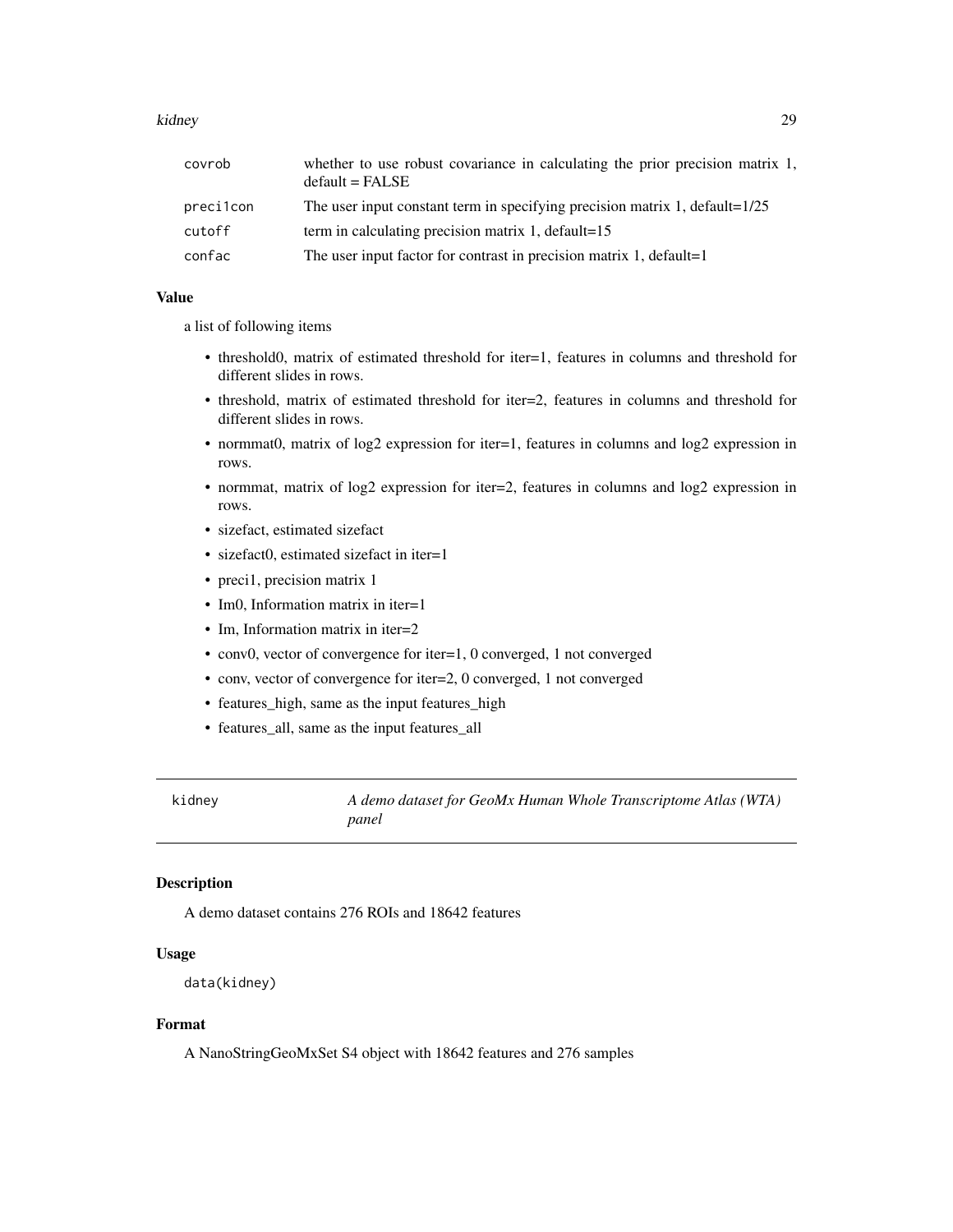| | |
|---|---|
| covrob | whether to use robust covariance in calculating the prior precision matrix 1, default = FALSE |
| preci1con | The user input constant term in specifying precision matrix 1, default=1/25 |
| cutoff | term in calculating precision matrix 1, default=15 |
| confac | The user input factor for contrast in precision matrix 1, default=1 |

### Value

a list of following items

- threshold0, matrix of estimated threshold for iter=1, features in columns and threshold for different slides in rows.
- threshold, matrix of estimated threshold for iter=2, features in columns and threshold for different slides in rows.
- normmat0, matrix of log2 expression for iter=1, features in columns and log2 expression in rows.
- normmat, matrix of log2 expression for iter=2, features in columns and log2 expression in rows.
- sizefact, estimated sizefact
- sizefact0, estimated sizefact in iter=1
- preci1, precision matrix 1
- Im0, Information matrix in iter=1
- Im, Information matrix in iter=2
- conv0, vector of convergence for iter=1, 0 converged, 1 not converged
- conv, vector of convergence for iter=2, 0 converged, 1 not converged
- features_high, same as the input features_high
- features_all, same as the input features_all

---

## kidney — *A demo dataset for GeoMx Human Whole Transcriptome Atlas (WTA) panel*

### Description

A demo dataset contains 276 ROIs and 18642 features

### Usage

```
data(kidney)
```

### Format

A NanoStringGeoMxSet S4 object with 18642 features and 276 samples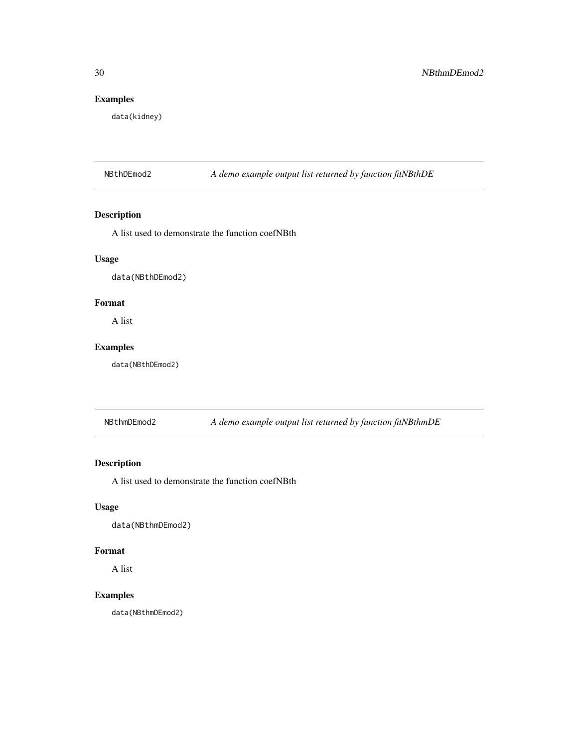## Examples

```
data(kidney)
```

# NBthDEmod2 — *A demo example output list returned by function fitNBthDE*

## Description

A list used to demonstrate the function coefNBth

## Usage

```
data(NBthDEmod2)
```

## Format

A list

## Examples

```
data(NBthDEmod2)
```

# NBthmDEmod2 — *A demo example output list returned by function fitNBthmDE*

## Description

A list used to demonstrate the function coefNBth

## Usage

```
data(NBthmDEmod2)
```

## Format

A list

## Examples

```
data(NBthmDEmod2)
```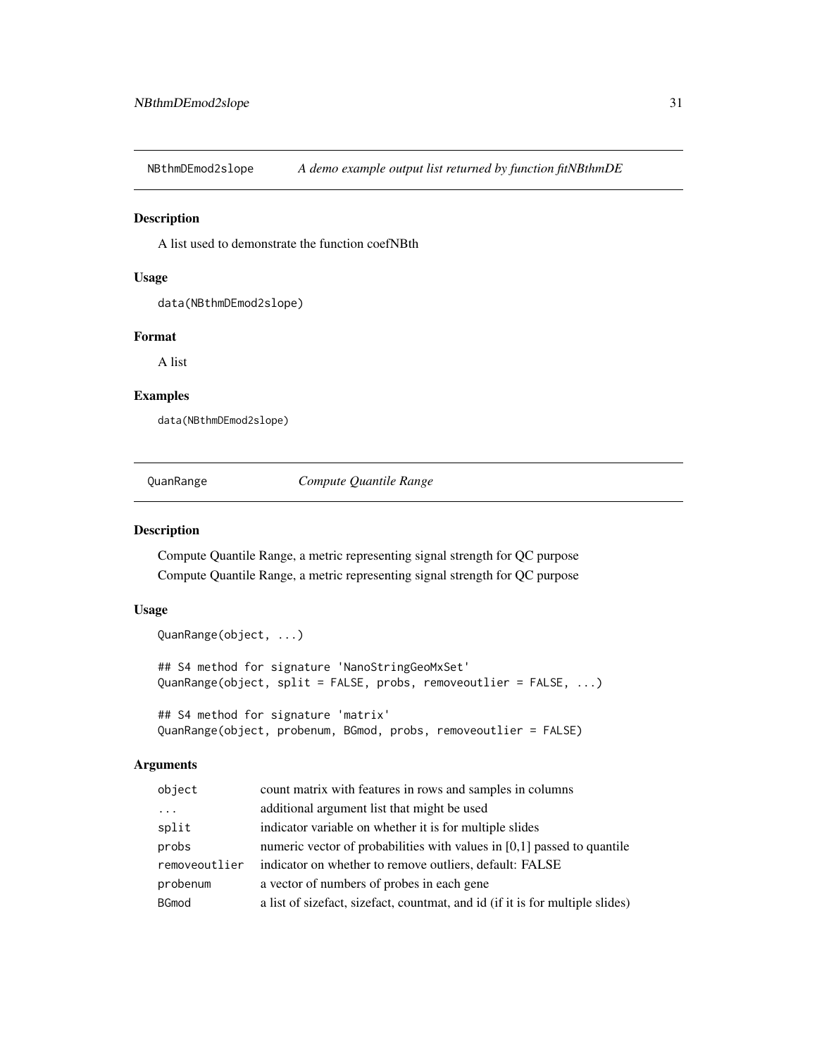## NBthmDEmod2slope — *A demo example output list returned by function fitNBthmDE*

### Description

A list used to demonstrate the function coefNBth

### Usage

```
data(NBthmDEmod2slope)
```

### Format

A list

### Examples

```
data(NBthmDEmod2slope)
```

## QuanRange — *Compute Quantile Range*

### Description

Compute Quantile Range, a metric representing signal strength for QC purpose

Compute Quantile Range, a metric representing signal strength for QC purpose

### Usage

```
QuanRange(object, ...)

## S4 method for signature 'NanoStringGeoMxSet'
QuanRange(object, split = FALSE, probs, removeoutlier = FALSE, ...)

## S4 method for signature 'matrix'
QuanRange(object, probenum, BGmod, probs, removeoutlier = FALSE)
```

### Arguments

| | |
|---|---|
| object | count matrix with features in rows and samples in columns |
| ... | additional argument list that might be used |
| split | indicator variable on whether it is for multiple slides |
| probs | numeric vector of probabilities with values in [0,1] passed to quantile |
| removeoutlier | indicator on whether to remove outliers, default: FALSE |
| probenum | a vector of numbers of probes in each gene |
| BGmod | a list of sizefact, sizefact, countmat, and id (if it is for multiple slides) |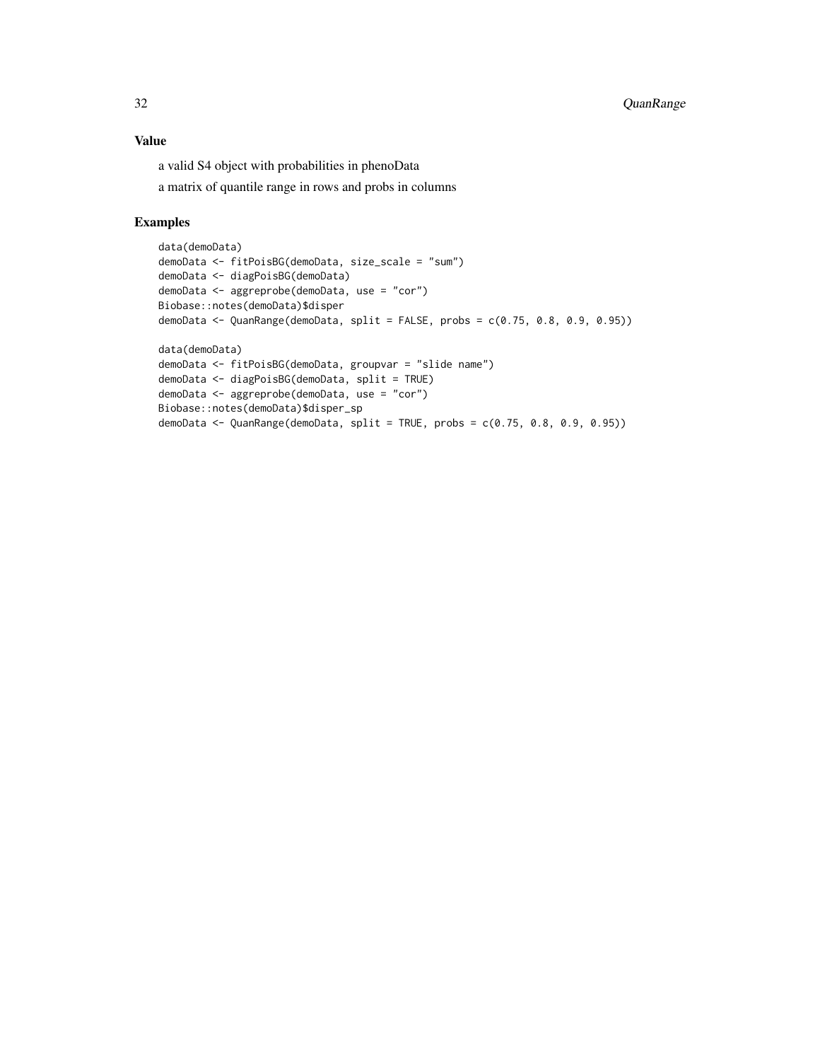## Value

a valid S4 object with probabilities in phenoData

a matrix of quantile range in rows and probs in columns

## Examples

```
data(demoData)
demoData <- fitPoisBG(demoData, size_scale = "sum")
demoData <- diagPoisBG(demoData)
demoData <- aggreprobe(demoData, use = "cor")
Biobase::notes(demoData)$disper
demoData <- QuanRange(demoData, split = FALSE, probs = c(0.75, 0.8, 0.9, 0.95))

data(demoData)
demoData <- fitPoisBG(demoData, groupvar = "slide name")
demoData <- diagPoisBG(demoData, split = TRUE)
demoData <- aggreprobe(demoData, use = "cor")
Biobase::notes(demoData)$disper_sp
demoData <- QuanRange(demoData, split = TRUE, probs = c(0.75, 0.8, 0.9, 0.95))
```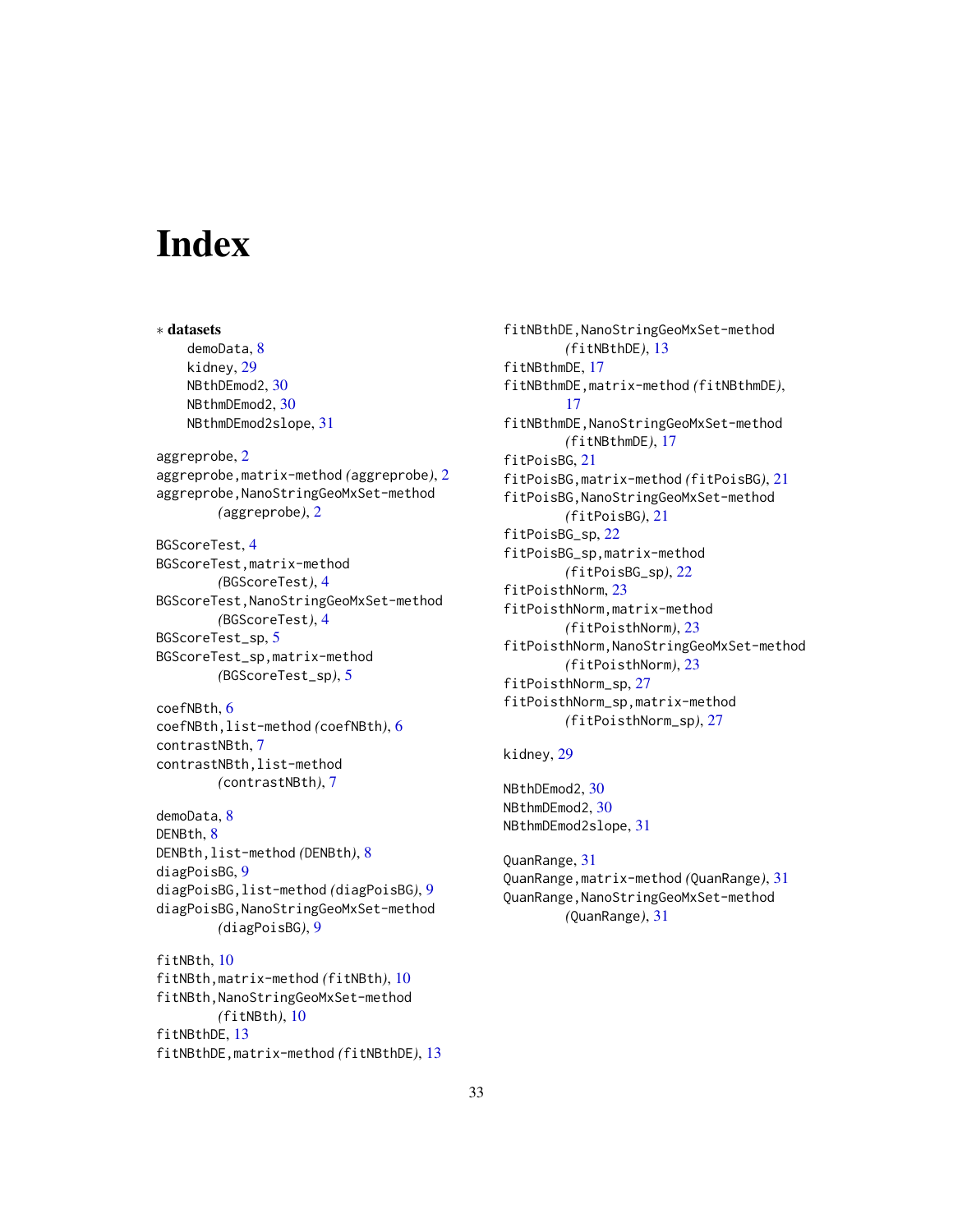# Index

∗ **datasets**

- demoData, 8
- kidney, 29
- NBthDEmod2, 30
- NBthmDEmod2, 30
- NBthmDEmod2slope, 31

aggreprobe, 2
aggreprobe,matrix-method *(aggreprobe)*, 2
aggreprobe,NanoStringGeoMxSet-method *(aggreprobe)*, 2

BGScoreTest, 4
BGScoreTest,matrix-method *(BGScoreTest)*, 4
BGScoreTest,NanoStringGeoMxSet-method *(BGScoreTest)*, 4
BGScoreTest_sp, 5
BGScoreTest_sp,matrix-method *(BGScoreTest_sp)*, 5

coefNBth, 6
coefNBth,list-method *(coefNBth)*, 6
contrastNBth, 7
contrastNBth,list-method *(contrastNBth)*, 7

demoData, 8
DENBth, 8
DENBth,list-method *(DENBth)*, 8
diagPoisBG, 9
diagPoisBG,list-method *(diagPoisBG)*, 9
diagPoisBG,NanoStringGeoMxSet-method *(diagPoisBG)*, 9

fitNBth, 10
fitNBth,matrix-method *(fitNBth)*, 10
fitNBth,NanoStringGeoMxSet-method *(fitNBth)*, 10
fitNBthDE, 13
fitNBthDE,matrix-method *(fitNBthDE)*, 13
fitNBthDE,NanoStringGeoMxSet-method *(fitNBthDE)*, 13
fitNBthmDE, 17
fitNBthmDE,matrix-method *(fitNBthmDE)*, 17
fitNBthmDE,NanoStringGeoMxSet-method *(fitNBthmDE)*, 17
fitPoisBG, 21
fitPoisBG,matrix-method *(fitPoisBG)*, 21
fitPoisBG,NanoStringGeoMxSet-method *(fitPoisBG)*, 21
fitPoisBG_sp, 22
fitPoisBG_sp,matrix-method *(fitPoisBG_sp)*, 22
fitPoisthNorm, 23
fitPoisthNorm,matrix-method *(fitPoisthNorm)*, 23
fitPoisthNorm,NanoStringGeoMxSet-method *(fitPoisthNorm)*, 23
fitPoisthNorm_sp, 27
fitPoisthNorm_sp,matrix-method *(fitPoisthNorm_sp)*, 27

kidney, 29

NBthDEmod2, 30
NBthmDEmod2, 30
NBthmDEmod2slope, 31

QuanRange, 31
QuanRange,matrix-method *(QuanRange)*, 31
QuanRange,NanoStringGeoMxSet-method *(QuanRange)*, 31